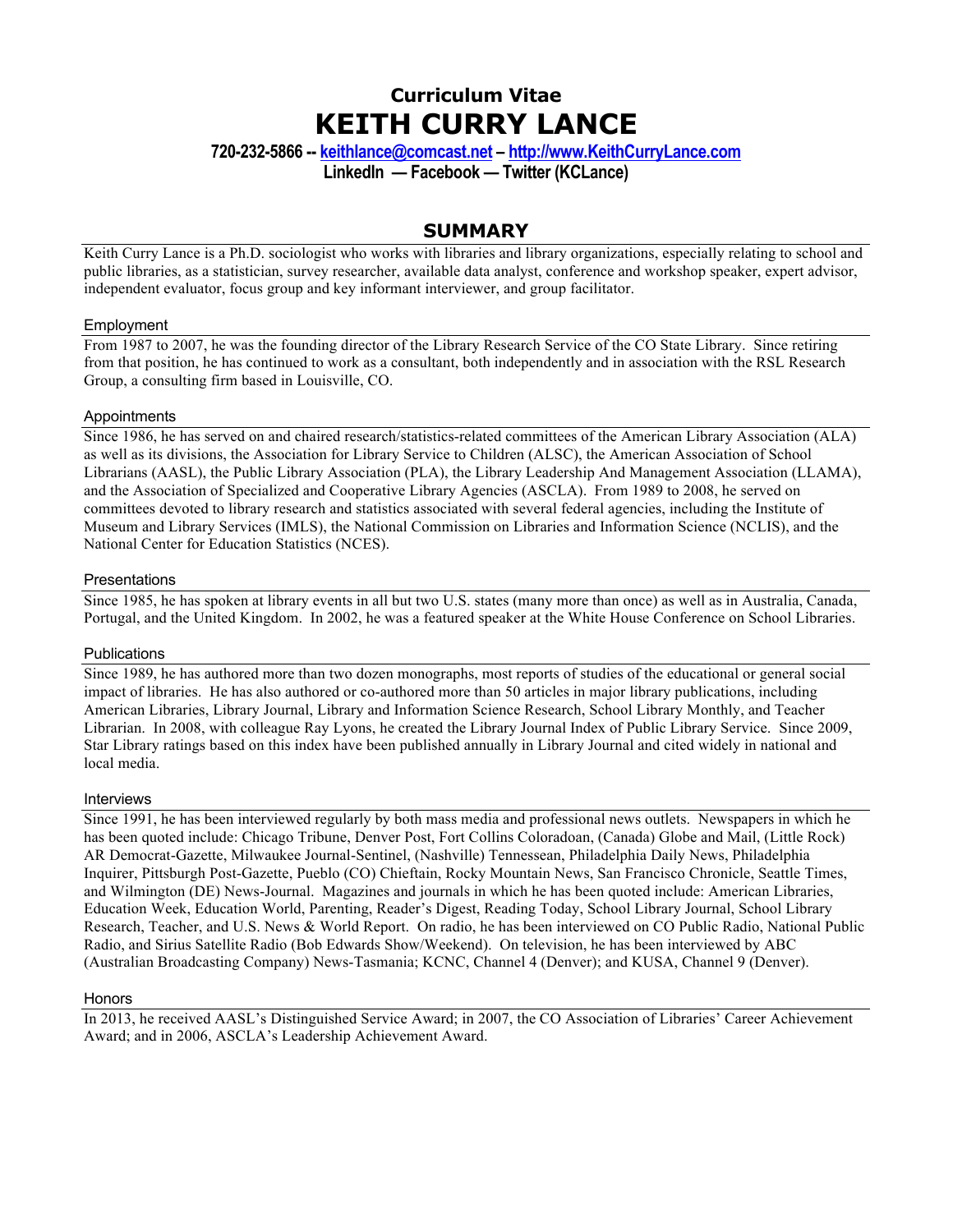# Curriculum Vitae
# KEITH CURRY LANCE

**720-232-5866 -- [keithlance@comcast.net](mailto:keithlance@comcast.net) – [http://www.KeithCurryLance.com](http://www.KeithCurryLance.com)**

**LinkedIn — Facebook — Twitter (KCLance)**

## SUMMARY

Keith Curry Lance is a Ph.D. sociologist who works with libraries and library organizations, especially relating to school and public libraries, as a statistician, survey researcher, available data analyst, conference and workshop speaker, expert advisor, independent evaluator, focus group and key informant interviewer, and group facilitator.

### Employment

From 1987 to 2007, he was the founding director of the Library Research Service of the CO State Library. Since retiring from that position, he has continued to work as a consultant, both independently and in association with the RSL Research Group, a consulting firm based in Louisville, CO.

### Appointments

Since 1986, he has served on and chaired research/statistics-related committees of the American Library Association (ALA) as well as its divisions, the Association for Library Service to Children (ALSC), the American Association of School Librarians (AASL), the Public Library Association (PLA), the Library Leadership And Management Association (LLAMA), and the Association of Specialized and Cooperative Library Agencies (ASCLA). From 1989 to 2008, he served on committees devoted to library research and statistics associated with several federal agencies, including the Institute of Museum and Library Services (IMLS), the National Commission on Libraries and Information Science (NCLIS), and the National Center for Education Statistics (NCES).

### Presentations

Since 1985, he has spoken at library events in all but two U.S. states (many more than once) as well as in Australia, Canada, Portugal, and the United Kingdom. In 2002, he was a featured speaker at the White House Conference on School Libraries.

### Publications

Since 1989, he has authored more than two dozen monographs, most reports of studies of the educational or general social impact of libraries. He has also authored or co-authored more than 50 articles in major library publications, including American Libraries, Library Journal, Library and Information Science Research, School Library Monthly, and Teacher Librarian. In 2008, with colleague Ray Lyons, he created the Library Journal Index of Public Library Service. Since 2009, Star Library ratings based on this index have been published annually in Library Journal and cited widely in national and local media.

### Interviews

Since 1991, he has been interviewed regularly by both mass media and professional news outlets. Newspapers in which he has been quoted include: Chicago Tribune, Denver Post, Fort Collins Coloradoan, (Canada) Globe and Mail, (Little Rock) AR Democrat-Gazette, Milwaukee Journal-Sentinel, (Nashville) Tennessean, Philadelphia Daily News, Philadelphia Inquirer, Pittsburgh Post-Gazette, Pueblo (CO) Chieftain, Rocky Mountain News, San Francisco Chronicle, Seattle Times, and Wilmington (DE) News-Journal. Magazines and journals in which he has been quoted include: American Libraries, Education Week, Education World, Parenting, Reader's Digest, Reading Today, School Library Journal, School Library Research, Teacher, and U.S. News & World Report. On radio, he has been interviewed on CO Public Radio, National Public Radio, and Sirius Satellite Radio (Bob Edwards Show/Weekend). On television, he has been interviewed by ABC (Australian Broadcasting Company) News-Tasmania; KCNC, Channel 4 (Denver); and KUSA, Channel 9 (Denver).

### Honors

In 2013, he received AASL's Distinguished Service Award; in 2007, the CO Association of Libraries' Career Achievement Award; and in 2006, ASCLA's Leadership Achievement Award.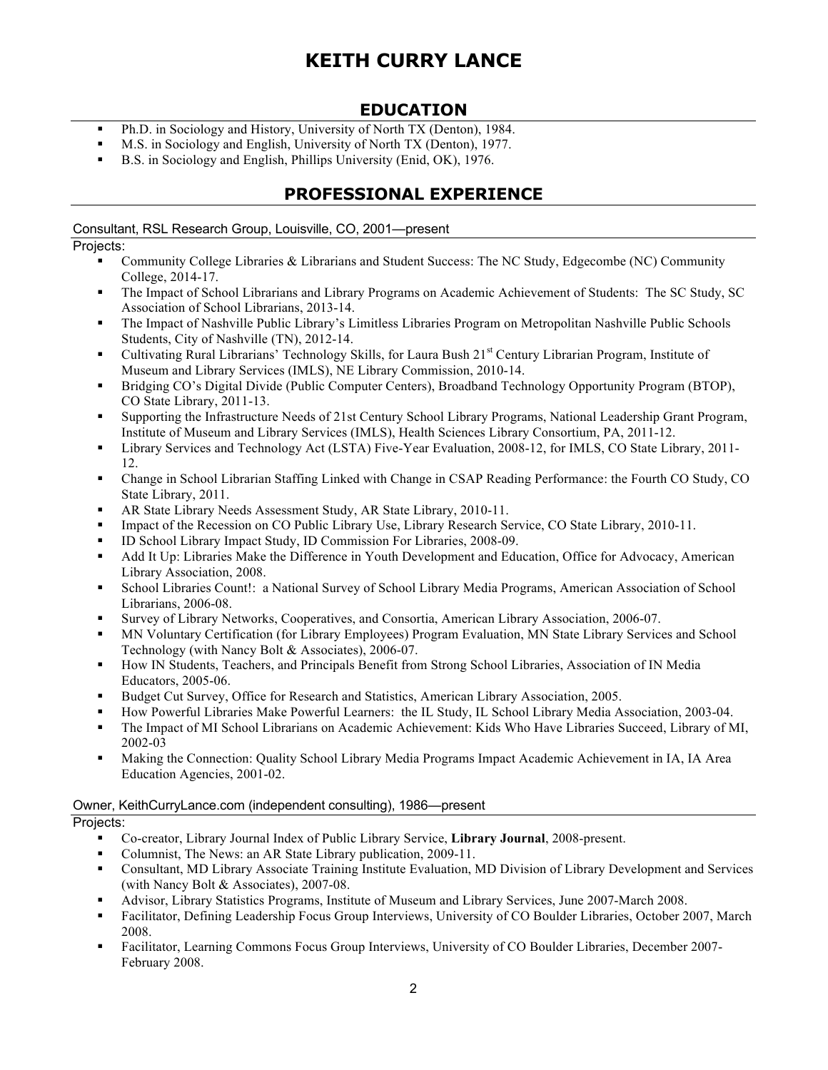# KEITH CURRY LANCE

## EDUCATION

- Ph.D. in Sociology and History, University of North TX (Denton), 1984.
- M.S. in Sociology and English, University of North TX (Denton), 1977.
- B.S. in Sociology and English, Phillips University (Enid, OK), 1976.

## PROFESSIONAL EXPERIENCE

### Consultant, RSL Research Group, Louisville, CO, 2001—present

Projects:

- Community College Libraries & Librarians and Student Success: The NC Study, Edgecombe (NC) Community College, 2014-17.
- The Impact of School Librarians and Library Programs on Academic Achievement of Students: The SC Study, SC Association of School Librarians, 2013-14.
- The Impact of Nashville Public Library's Limitless Libraries Program on Metropolitan Nashville Public Schools Students, City of Nashville (TN), 2012-14.
- Cultivating Rural Librarians' Technology Skills, for Laura Bush 21st Century Librarian Program, Institute of Museum and Library Services (IMLS), NE Library Commission, 2010-14.
- Bridging CO's Digital Divide (Public Computer Centers), Broadband Technology Opportunity Program (BTOP), CO State Library, 2011-13.
- Supporting the Infrastructure Needs of 21st Century School Library Programs, National Leadership Grant Program, Institute of Museum and Library Services (IMLS), Health Sciences Library Consortium, PA, 2011-12.
- Library Services and Technology Act (LSTA) Five-Year Evaluation, 2008-12, for IMLS, CO State Library, 2011-12.
- Change in School Librarian Staffing Linked with Change in CSAP Reading Performance: the Fourth CO Study, CO State Library, 2011.
- AR State Library Needs Assessment Study, AR State Library, 2010-11.
- Impact of the Recession on CO Public Library Use, Library Research Service, CO State Library, 2010-11.
- ID School Library Impact Study, ID Commission For Libraries, 2008-09.
- Add It Up: Libraries Make the Difference in Youth Development and Education, Office for Advocacy, American Library Association, 2008.
- School Libraries Count!: a National Survey of School Library Media Programs, American Association of School Librarians, 2006-08.
- Survey of Library Networks, Cooperatives, and Consortia, American Library Association, 2006-07.
- MN Voluntary Certification (for Library Employees) Program Evaluation, MN State Library Services and School Technology (with Nancy Bolt & Associates), 2006-07.
- How IN Students, Teachers, and Principals Benefit from Strong School Libraries, Association of IN Media Educators, 2005-06.
- Budget Cut Survey, Office for Research and Statistics, American Library Association, 2005.
- How Powerful Libraries Make Powerful Learners: the IL Study, IL School Library Media Association, 2003-04.
- The Impact of MI School Librarians on Academic Achievement: Kids Who Have Libraries Succeed, Library of MI, 2002-03
- Making the Connection: Quality School Library Media Programs Impact Academic Achievement in IA, IA Area Education Agencies, 2001-02.

### Owner, KeithCurryLance.com (independent consulting), 1986—present

Projects:

- Co-creator, Library Journal Index of Public Library Service, **Library Journal**, 2008-present.
- Columnist, The News: an AR State Library publication, 2009-11.
- Consultant, MD Library Associate Training Institute Evaluation, MD Division of Library Development and Services (with Nancy Bolt & Associates), 2007-08.
- Advisor, Library Statistics Programs, Institute of Museum and Library Services, June 2007-March 2008.
- Facilitator, Defining Leadership Focus Group Interviews, University of CO Boulder Libraries, October 2007, March 2008.
- Facilitator, Learning Commons Focus Group Interviews, University of CO Boulder Libraries, December 2007-February 2008.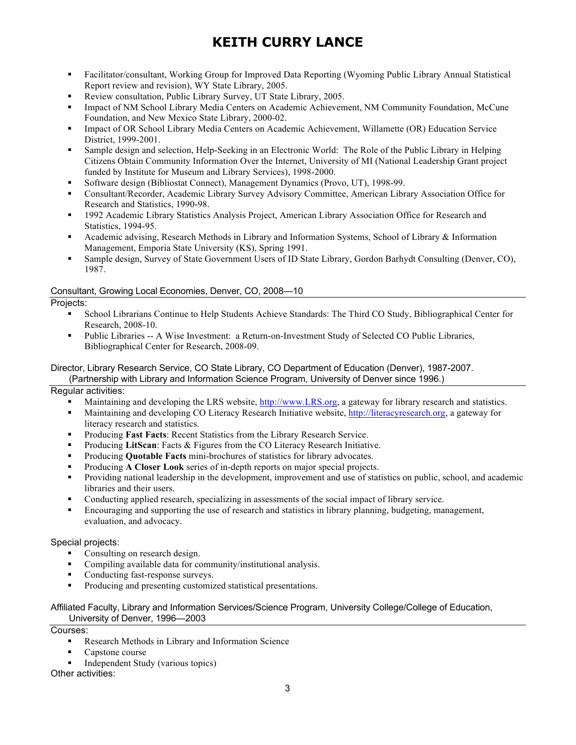- Facilitator/consultant, Working Group for Improved Data Reporting (Wyoming Public Library Annual Statistical Report review and revision), WY State Library, 2005.
- Review consultation, Public Library Survey, UT State Library, 2005.
- Impact of NM School Library Media Centers on Academic Achievement, NM Community Foundation, McCune Foundation, and New Mexico State Library, 2000-02.
- Impact of OR School Library Media Centers on Academic Achievement, Willamette (OR) Education Service District, 1999-2001.
- Sample design and selection, Help-Seeking in an Electronic World: The Role of the Public Library in Helping Citizens Obtain Community Information Over the Internet, University of MI (National Leadership Grant project funded by Institute for Museum and Library Services), 1998-2000.
- Software design (Bibliostat Connect), Management Dynamics (Provo, UT), 1998-99.
- Consultant/Recorder, Academic Library Survey Advisory Committee, American Library Association Office for Research and Statistics, 1990-98.
- 1992 Academic Library Statistics Analysis Project, American Library Association Office for Research and Statistics, 1994-95.
- Academic advising, Research Methods in Library and Information Systems, School of Library & Information Management, Emporia State University (KS), Spring 1991.
- Sample design, Survey of State Government Users of ID State Library, Gordon Barhydt Consulting (Denver, CO), 1987.

### Consultant, Growing Local Economies, Denver, CO, 2008—10

Projects:

- School Librarians Continue to Help Students Achieve Standards: The Third CO Study, Bibliographical Center for Research, 2008-10.
- Public Libraries -- A Wise Investment: a Return-on-Investment Study of Selected CO Public Libraries, Bibliographical Center for Research, 2008-09.

### Director, Library Research Service, CO State Library, CO Department of Education (Denver), 1987-2007. (Partnership with Library and Information Science Program, University of Denver since 1996.)

Regular activities:

- Maintaining and developing the LRS website, http://www.LRS.org, a gateway for library research and statistics.
- Maintaining and developing CO Literacy Research Initiative website, http://literacyresearch.org, a gateway for literacy research and statistics.
- Producing **Fast Facts**: Recent Statistics from the Library Research Service.
- Producing **LitScan**: Facts & Figures from the CO Literacy Research Initiative.
- Producing **Quotable Facts** mini-brochures of statistics for library advocates.
- Producing **A Closer Look** series of in-depth reports on major special projects.
- Providing national leadership in the development, improvement and use of statistics on public, school, and academic libraries and their users.
- Conducting applied research, specializing in assessments of the social impact of library service.
- Encouraging and supporting the use of research and statistics in library planning, budgeting, management, evaluation, and advocacy.

Special projects:

- Consulting on research design.
- Compiling available data for community/institutional analysis.
- Conducting fast-response surveys.
- Producing and presenting customized statistical presentations.

### Affiliated Faculty, Library and Information Services/Science Program, University College/College of Education, University of Denver, 1996—2003

Courses:

- Research Methods in Library and Information Science
- Capstone course
- Independent Study (various topics)

Other activities: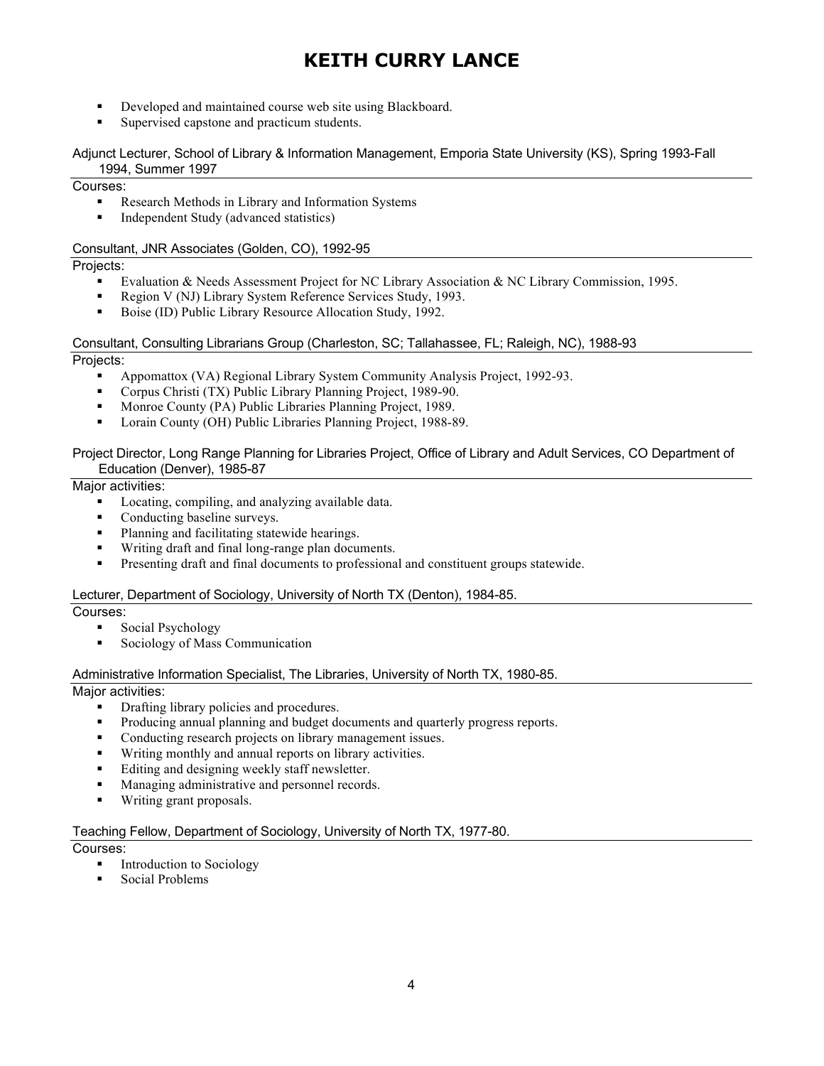- Developed and maintained course web site using Blackboard.
- Supervised capstone and practicum students.

Adjunct Lecturer, School of Library & Information Management, Emporia State University (KS), Spring 1993-Fall 1994, Summer 1997

Courses:

- Research Methods in Library and Information Systems
- Independent Study (advanced statistics)

Consultant, JNR Associates (Golden, CO), 1992-95

Projects:

- Evaluation & Needs Assessment Project for NC Library Association & NC Library Commission, 1995.
- Region V (NJ) Library System Reference Services Study, 1993.
- Boise (ID) Public Library Resource Allocation Study, 1992.

Consultant, Consulting Librarians Group (Charleston, SC; Tallahassee, FL; Raleigh, NC), 1988-93

Projects:

- Appomattox (VA) Regional Library System Community Analysis Project, 1992-93.
- Corpus Christi (TX) Public Library Planning Project, 1989-90.
- Monroe County (PA) Public Libraries Planning Project, 1989.
- Lorain County (OH) Public Libraries Planning Project, 1988-89.

Project Director, Long Range Planning for Libraries Project, Office of Library and Adult Services, CO Department of Education (Denver), 1985-87

Major activities:

- Locating, compiling, and analyzing available data.
- Conducting baseline surveys.
- Planning and facilitating statewide hearings.
- Writing draft and final long-range plan documents.
- Presenting draft and final documents to professional and constituent groups statewide.

Lecturer, Department of Sociology, University of North TX (Denton), 1984-85.

Courses:

- Social Psychology
- Sociology of Mass Communication

Administrative Information Specialist, The Libraries, University of North TX, 1980-85.

Major activities:

- Drafting library policies and procedures.
- Producing annual planning and budget documents and quarterly progress reports.
- Conducting research projects on library management issues.
- Writing monthly and annual reports on library activities.
- Editing and designing weekly staff newsletter.
- Managing administrative and personnel records.
- Writing grant proposals.

Teaching Fellow, Department of Sociology, University of North TX, 1977-80.

Courses:

- Introduction to Sociology
- Social Problems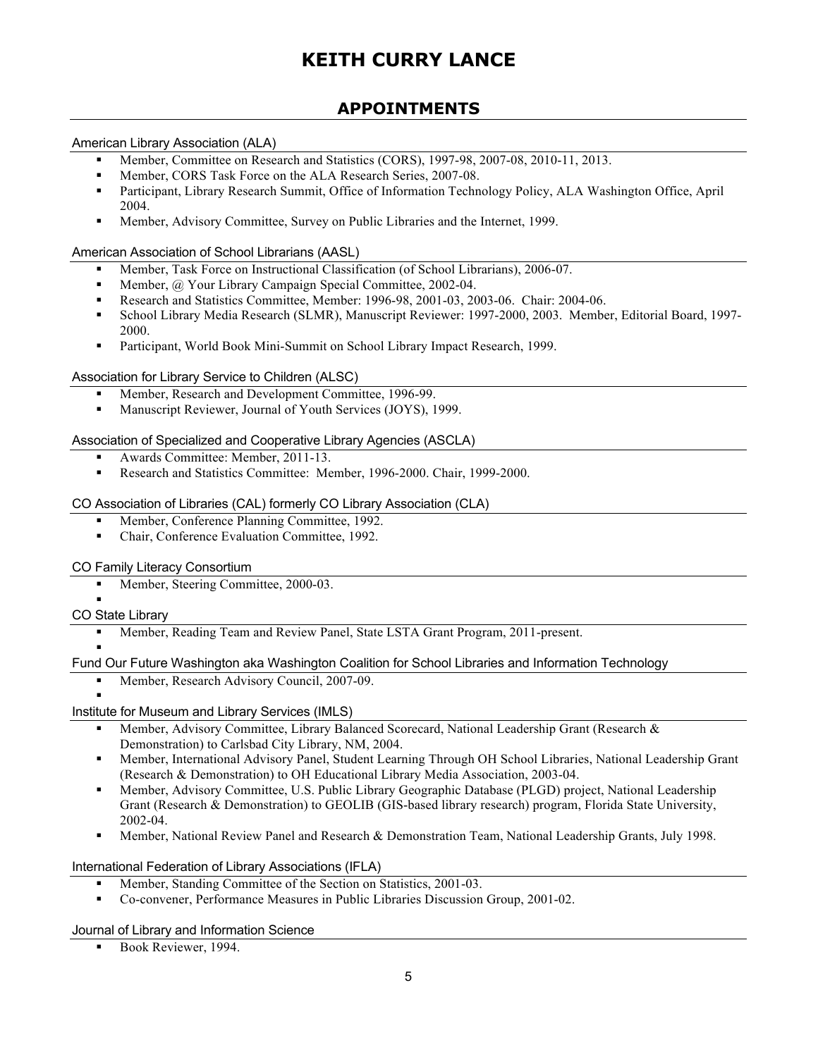# KEITH CURRY LANCE

## APPOINTMENTS

### American Library Association (ALA)

- Member, Committee on Research and Statistics (CORS), 1997-98, 2007-08, 2010-11, 2013.
- Member, CORS Task Force on the ALA Research Series, 2007-08.
- Participant, Library Research Summit, Office of Information Technology Policy, ALA Washington Office, April 2004.
- Member, Advisory Committee, Survey on Public Libraries and the Internet, 1999.

### American Association of School Librarians (AASL)

- Member, Task Force on Instructional Classification (of School Librarians), 2006-07.
- Member, @ Your Library Campaign Special Committee, 2002-04.
- Research and Statistics Committee, Member: 1996-98, 2001-03, 2003-06. Chair: 2004-06.
- School Library Media Research (SLMR), Manuscript Reviewer: 1997-2000, 2003. Member, Editorial Board, 1997-2000.
- Participant, World Book Mini-Summit on School Library Impact Research, 1999.

### Association for Library Service to Children (ALSC)

- Member, Research and Development Committee, 1996-99.
- Manuscript Reviewer, Journal of Youth Services (JOYS), 1999.

### Association of Specialized and Cooperative Library Agencies (ASCLA)

- Awards Committee: Member, 2011-13.
- Research and Statistics Committee: Member, 1996-2000. Chair, 1999-2000.

### CO Association of Libraries (CAL) formerly CO Library Association (CLA)

- Member, Conference Planning Committee, 1992.
- Chair, Conference Evaluation Committee, 1992.

### CO Family Literacy Consortium

- Member, Steering Committee, 2000-03.

### CO State Library

- Member, Reading Team and Review Panel, State LSTA Grant Program, 2011-present.

### Fund Our Future Washington aka Washington Coalition for School Libraries and Information Technology

- Member, Research Advisory Council, 2007-09.

### Institute for Museum and Library Services (IMLS)

- Member, Advisory Committee, Library Balanced Scorecard, National Leadership Grant (Research & Demonstration) to Carlsbad City Library, NM, 2004.
- Member, International Advisory Panel, Student Learning Through OH School Libraries, National Leadership Grant (Research & Demonstration) to OH Educational Library Media Association, 2003-04.
- Member, Advisory Committee, U.S. Public Library Geographic Database (PLGD) project, National Leadership Grant (Research & Demonstration) to GEOLIB (GIS-based library research) program, Florida State University, 2002-04.
- Member, National Review Panel and Research & Demonstration Team, National Leadership Grants, July 1998.

### International Federation of Library Associations (IFLA)

- Member, Standing Committee of the Section on Statistics, 2001-03.
- Co-convener, Performance Measures in Public Libraries Discussion Group, 2001-02.

### Journal of Library and Information Science

- Book Reviewer, 1994.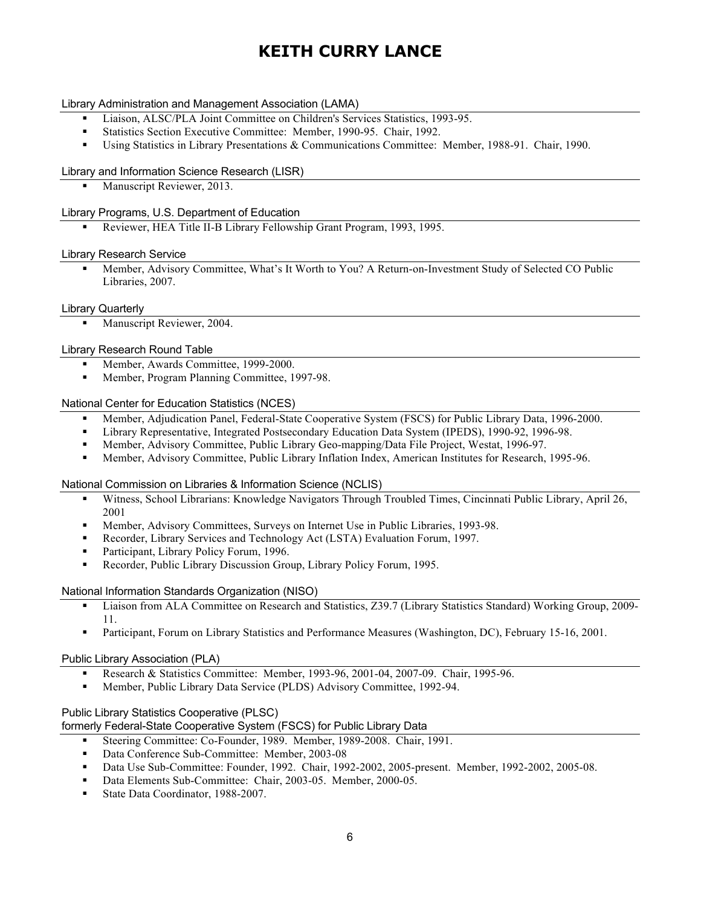### Library Administration and Management Association (LAMA)

- Liaison, ALSC/PLA Joint Committee on Children's Services Statistics, 1993-95.
- Statistics Section Executive Committee: Member, 1990-95. Chair, 1992.
- Using Statistics in Library Presentations & Communications Committee: Member, 1988-91. Chair, 1990.

### Library and Information Science Research (LISR)

- Manuscript Reviewer, 2013.

### Library Programs, U.S. Department of Education

- Reviewer, HEA Title II-B Library Fellowship Grant Program, 1993, 1995.

### Library Research Service

- Member, Advisory Committee, What's It Worth to You? A Return-on-Investment Study of Selected CO Public Libraries, 2007.

### Library Quarterly

- Manuscript Reviewer, 2004.

### Library Research Round Table

- Member, Awards Committee, 1999-2000.
- Member, Program Planning Committee, 1997-98.

### National Center for Education Statistics (NCES)

- Member, Adjudication Panel, Federal-State Cooperative System (FSCS) for Public Library Data, 1996-2000.
- Library Representative, Integrated Postsecondary Education Data System (IPEDS), 1990-92, 1996-98.
- Member, Advisory Committee, Public Library Geo-mapping/Data File Project, Westat, 1996-97.
- Member, Advisory Committee, Public Library Inflation Index, American Institutes for Research, 1995-96.

### National Commission on Libraries & Information Science (NCLIS)

- Witness, School Librarians: Knowledge Navigators Through Troubled Times, Cincinnati Public Library, April 26, 2001
- Member, Advisory Committees, Surveys on Internet Use in Public Libraries, 1993-98.
- Recorder, Library Services and Technology Act (LSTA) Evaluation Forum, 1997.
- Participant, Library Policy Forum, 1996.
- Recorder, Public Library Discussion Group, Library Policy Forum, 1995.

### National Information Standards Organization (NISO)

- Liaison from ALA Committee on Research and Statistics, Z39.7 (Library Statistics Standard) Working Group, 2009-11.
- Participant, Forum on Library Statistics and Performance Measures (Washington, DC), February 15-16, 2001.

### Public Library Association (PLA)

- Research & Statistics Committee: Member, 1993-96, 2001-04, 2007-09. Chair, 1995-96.
- Member, Public Library Data Service (PLDS) Advisory Committee, 1992-94.

### Public Library Statistics Cooperative (PLSC)
### formerly Federal-State Cooperative System (FSCS) for Public Library Data

- Steering Committee: Co-Founder, 1989. Member, 1989-2008. Chair, 1991.
- Data Conference Sub-Committee: Member, 2003-08
- Data Use Sub-Committee: Founder, 1992. Chair, 1992-2002, 2005-present. Member, 1992-2002, 2005-08.
- Data Elements Sub-Committee: Chair, 2003-05. Member, 2000-05.
- State Data Coordinator, 1988-2007.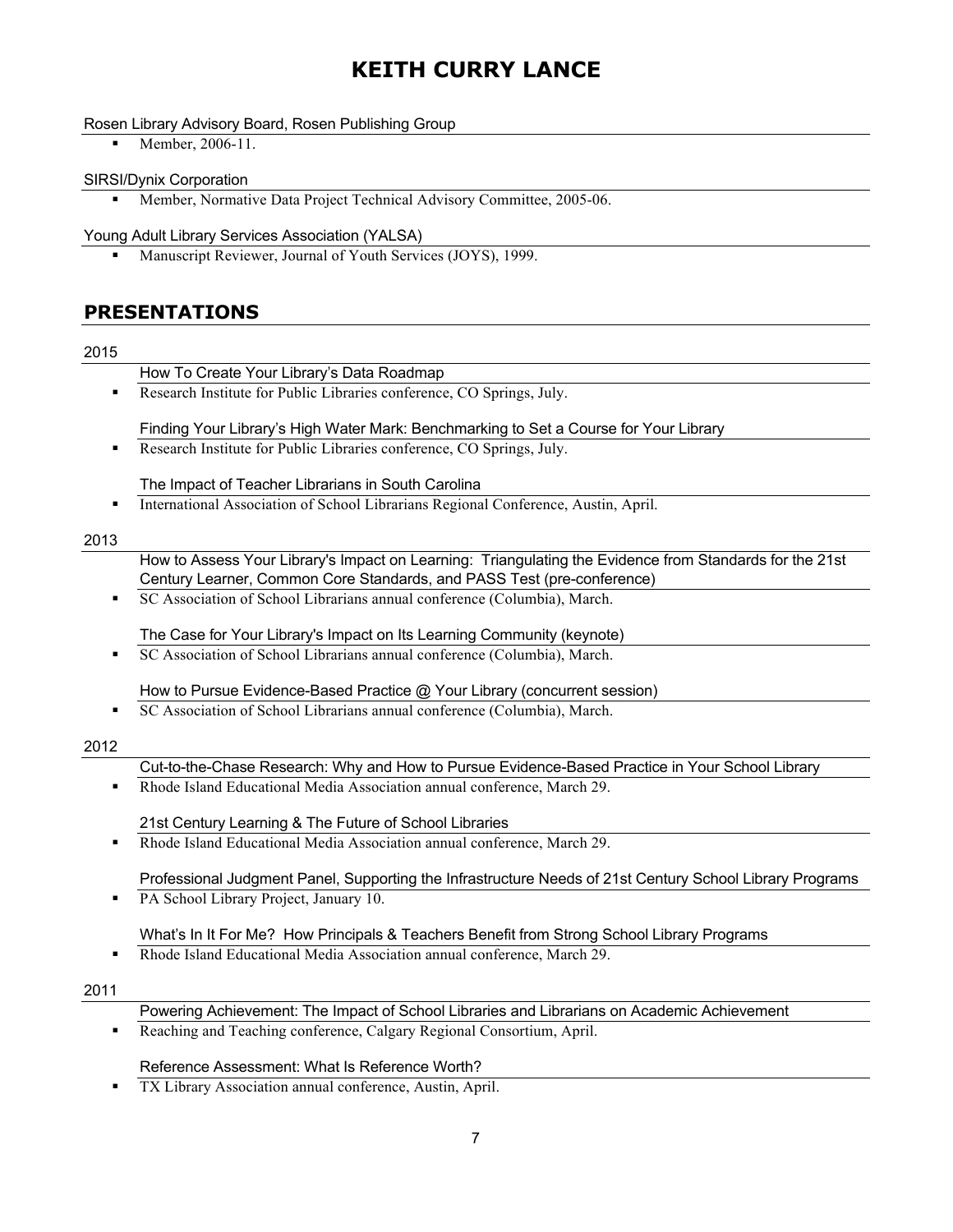Rosen Library Advisory Board, Rosen Publishing Group

- Member, 2006-11.

SIRSI/Dynix Corporation

- Member, Normative Data Project Technical Advisory Committee, 2005-06.

Young Adult Library Services Association (YALSA)

- Manuscript Reviewer, Journal of Youth Services (JOYS), 1999.

## PRESENTATIONS

### 2015

How To Create Your Library's Data Roadmap

- Research Institute for Public Libraries conference, CO Springs, July.

Finding Your Library's High Water Mark: Benchmarking to Set a Course for Your Library

- Research Institute for Public Libraries conference, CO Springs, July.

The Impact of Teacher Librarians in South Carolina

- International Association of School Librarians Regional Conference, Austin, April.

### 2013

How to Assess Your Library's Impact on Learning: Triangulating the Evidence from Standards for the 21st Century Learner, Common Core Standards, and PASS Test (pre-conference)

- SC Association of School Librarians annual conference (Columbia), March.

The Case for Your Library's Impact on Its Learning Community (keynote)

- SC Association of School Librarians annual conference (Columbia), March.

How to Pursue Evidence-Based Practice @ Your Library (concurrent session)

- SC Association of School Librarians annual conference (Columbia), March.

### 2012

Cut-to-the-Chase Research: Why and How to Pursue Evidence-Based Practice in Your School Library

- Rhode Island Educational Media Association annual conference, March 29.

21st Century Learning & The Future of School Libraries

- Rhode Island Educational Media Association annual conference, March 29.

Professional Judgment Panel, Supporting the Infrastructure Needs of 21st Century School Library Programs

- PA School Library Project, January 10.

What's In It For Me? How Principals & Teachers Benefit from Strong School Library Programs

- Rhode Island Educational Media Association annual conference, March 29.

### 2011

Powering Achievement: The Impact of School Libraries and Librarians on Academic Achievement

- Reaching and Teaching conference, Calgary Regional Consortium, April.

Reference Assessment: What Is Reference Worth?

- TX Library Association annual conference, Austin, April.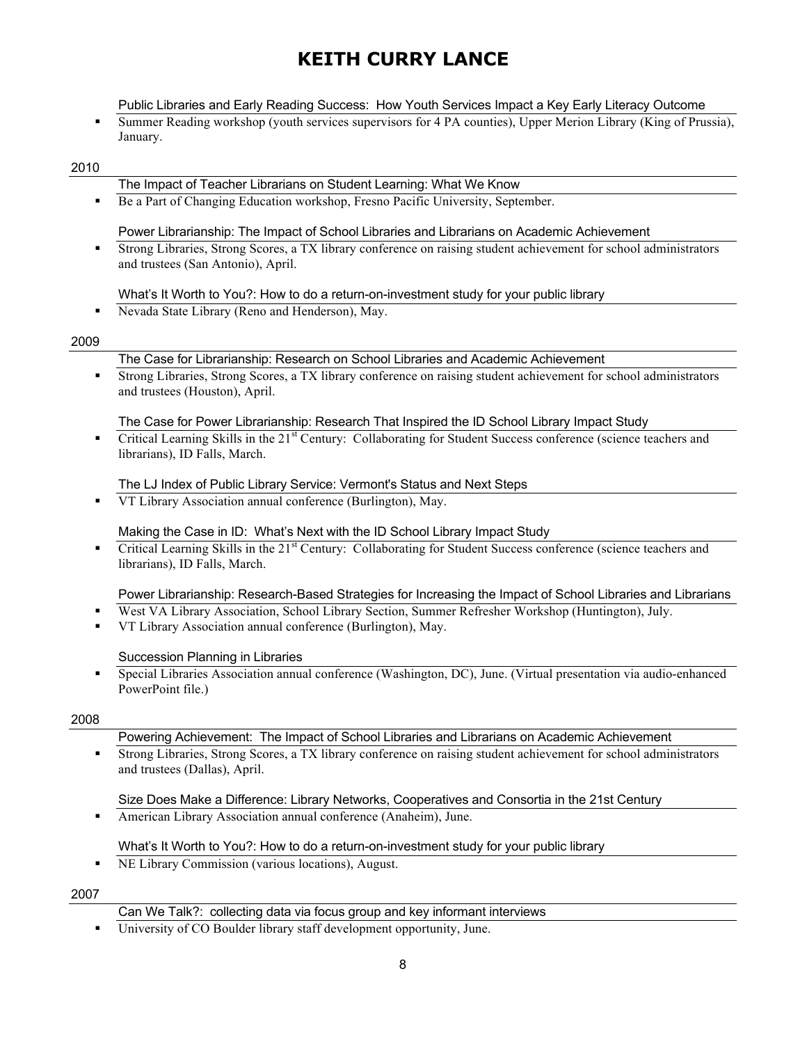Public Libraries and Early Reading Success: How Youth Services Impact a Key Early Literacy Outcome

- Summer Reading workshop (youth services supervisors for 4 PA counties), Upper Merion Library (King of Prussia), January.

2010

The Impact of Teacher Librarians on Student Learning: What We Know

- Be a Part of Changing Education workshop, Fresno Pacific University, September.

Power Librarianship: The Impact of School Libraries and Librarians on Academic Achievement

- Strong Libraries, Strong Scores, a TX library conference on raising student achievement for school administrators and trustees (San Antonio), April.

What's It Worth to You?: How to do a return-on-investment study for your public library

- Nevada State Library (Reno and Henderson), May.

2009

The Case for Librarianship: Research on School Libraries and Academic Achievement

- Strong Libraries, Strong Scores, a TX library conference on raising student achievement for school administrators and trustees (Houston), April.

The Case for Power Librarianship: Research That Inspired the ID School Library Impact Study

- Critical Learning Skills in the 21st Century: Collaborating for Student Success conference (science teachers and librarians), ID Falls, March.

The LJ Index of Public Library Service: Vermont's Status and Next Steps

- VT Library Association annual conference (Burlington), May.

Making the Case in ID: What's Next with the ID School Library Impact Study

- Critical Learning Skills in the 21st Century: Collaborating for Student Success conference (science teachers and librarians), ID Falls, March.

Power Librarianship: Research-Based Strategies for Increasing the Impact of School Libraries and Librarians

- West VA Library Association, School Library Section, Summer Refresher Workshop (Huntington), July.
- VT Library Association annual conference (Burlington), May.

Succession Planning in Libraries

- Special Libraries Association annual conference (Washington, DC), June. (Virtual presentation via audio-enhanced PowerPoint file.)

2008

Powering Achievement: The Impact of School Libraries and Librarians on Academic Achievement

- Strong Libraries, Strong Scores, a TX library conference on raising student achievement for school administrators and trustees (Dallas), April.

Size Does Make a Difference: Library Networks, Cooperatives and Consortia in the 21st Century

- American Library Association annual conference (Anaheim), June.

What's It Worth to You?: How to do a return-on-investment study for your public library

- NE Library Commission (various locations), August.

2007

Can We Talk?: collecting data via focus group and key informant interviews

- University of CO Boulder library staff development opportunity, June.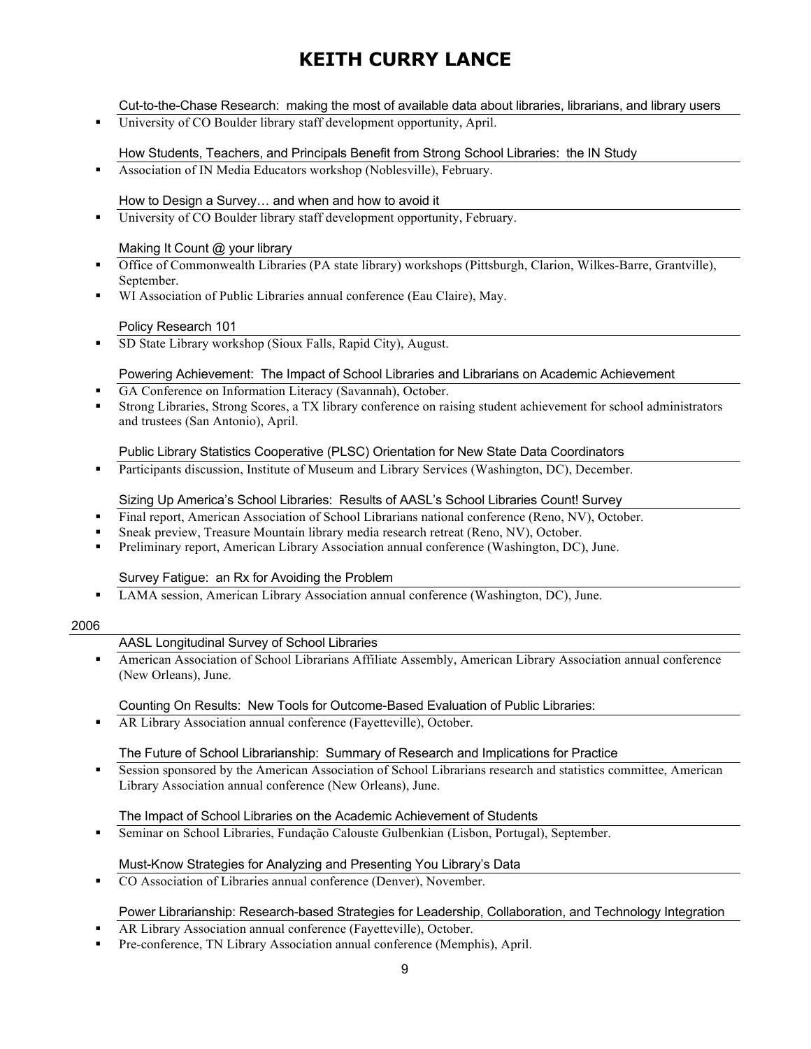Cut-to-the-Chase Research: making the most of available data about libraries, librarians, and library users

- University of CO Boulder library staff development opportunity, April.

How Students, Teachers, and Principals Benefit from Strong School Libraries: the IN Study

- Association of IN Media Educators workshop (Noblesville), February.

How to Design a Survey… and when and how to avoid it

- University of CO Boulder library staff development opportunity, February.

Making It Count @ your library

- Office of Commonwealth Libraries (PA state library) workshops (Pittsburgh, Clarion, Wilkes-Barre, Grantville), September.
- WI Association of Public Libraries annual conference (Eau Claire), May.

Policy Research 101

- SD State Library workshop (Sioux Falls, Rapid City), August.

Powering Achievement: The Impact of School Libraries and Librarians on Academic Achievement

- GA Conference on Information Literacy (Savannah), October.
- Strong Libraries, Strong Scores, a TX library conference on raising student achievement for school administrators and trustees (San Antonio), April.

Public Library Statistics Cooperative (PLSC) Orientation for New State Data Coordinators

- Participants discussion, Institute of Museum and Library Services (Washington, DC), December.

Sizing Up America's School Libraries: Results of AASL's School Libraries Count! Survey

- Final report, American Association of School Librarians national conference (Reno, NV), October.
- Sneak preview, Treasure Mountain library media research retreat (Reno, NV), October.
- Preliminary report, American Library Association annual conference (Washington, DC), June.

Survey Fatigue: an Rx for Avoiding the Problem

- LAMA session, American Library Association annual conference (Washington, DC), June.

2006

AASL Longitudinal Survey of School Libraries

- American Association of School Librarians Affiliate Assembly, American Library Association annual conference (New Orleans), June.

Counting On Results: New Tools for Outcome-Based Evaluation of Public Libraries:

- AR Library Association annual conference (Fayetteville), October.

The Future of School Librarianship: Summary of Research and Implications for Practice

- Session sponsored by the American Association of School Librarians research and statistics committee, American Library Association annual conference (New Orleans), June.

The Impact of School Libraries on the Academic Achievement of Students

- Seminar on School Libraries, Fundação Calouste Gulbenkian (Lisbon, Portugal), September.

Must-Know Strategies for Analyzing and Presenting You Library's Data

- CO Association of Libraries annual conference (Denver), November.

Power Librarianship: Research-based Strategies for Leadership, Collaboration, and Technology Integration

- AR Library Association annual conference (Fayetteville), October.
- Pre-conference, TN Library Association annual conference (Memphis), April.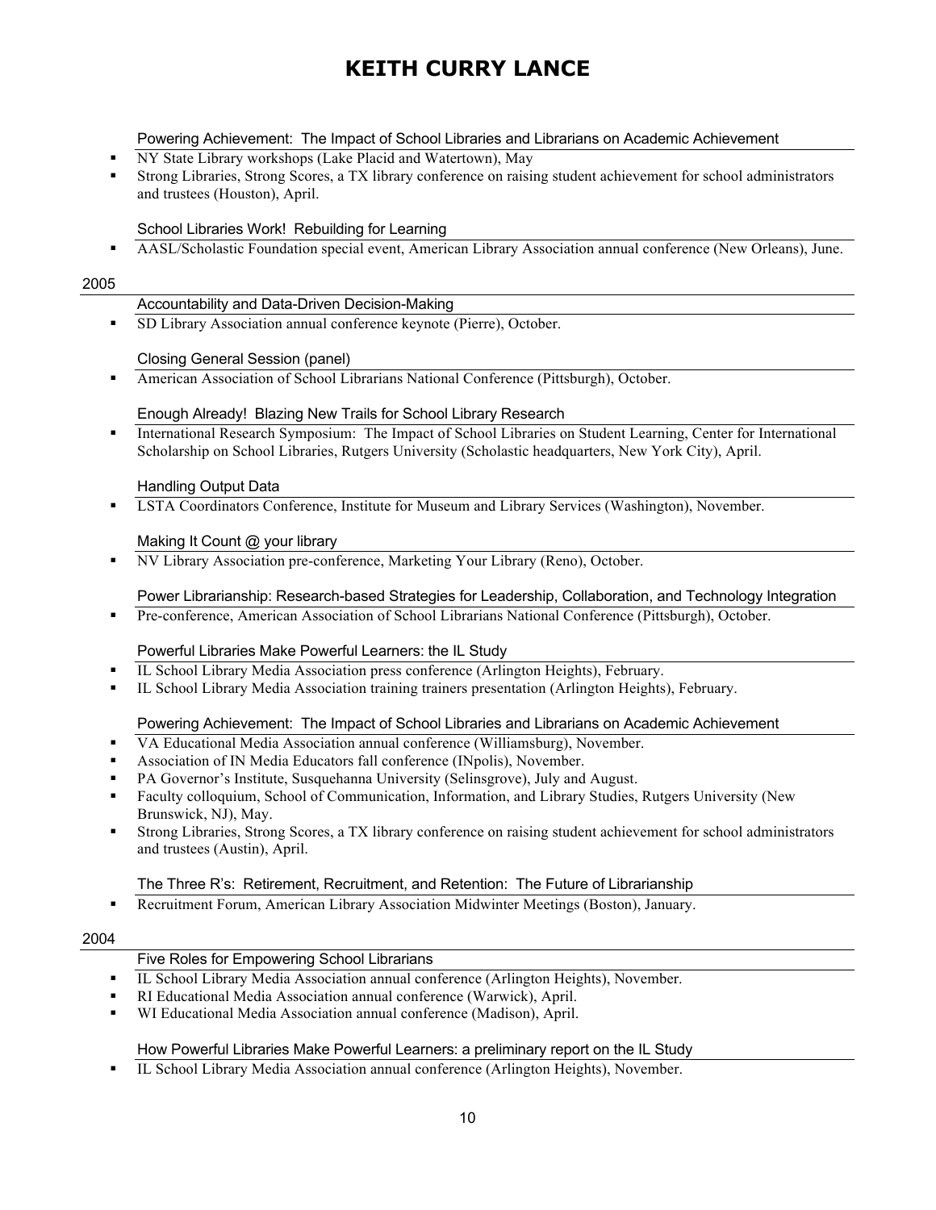Powering Achievement: The Impact of School Libraries and Librarians on Academic Achievement

- NY State Library workshops (Lake Placid and Watertown), May
- Strong Libraries, Strong Scores, a TX library conference on raising student achievement for school administrators and trustees (Houston), April.

School Libraries Work! Rebuilding for Learning

- AASL/Scholastic Foundation special event, American Library Association annual conference (New Orleans), June.

## 2005

Accountability and Data-Driven Decision-Making

- SD Library Association annual conference keynote (Pierre), October.

Closing General Session (panel)

- American Association of School Librarians National Conference (Pittsburgh), October.

Enough Already! Blazing New Trails for School Library Research

- International Research Symposium: The Impact of School Libraries on Student Learning, Center for International Scholarship on School Libraries, Rutgers University (Scholastic headquarters, New York City), April.

Handling Output Data

- LSTA Coordinators Conference, Institute for Museum and Library Services (Washington), November.

Making It Count @ your library

- NV Library Association pre-conference, Marketing Your Library (Reno), October.

Power Librarianship: Research-based Strategies for Leadership, Collaboration, and Technology Integration

- Pre-conference, American Association of School Librarians National Conference (Pittsburgh), October.

Powerful Libraries Make Powerful Learners: the IL Study

- IL School Library Media Association press conference (Arlington Heights), February.
- IL School Library Media Association training trainers presentation (Arlington Heights), February.

Powering Achievement: The Impact of School Libraries and Librarians on Academic Achievement

- VA Educational Media Association annual conference (Williamsburg), November.
- Association of IN Media Educators fall conference (INpolis), November.
- PA Governor's Institute, Susquehanna University (Selinsgrove), July and August.
- Faculty colloquium, School of Communication, Information, and Library Studies, Rutgers University (New Brunswick, NJ), May.
- Strong Libraries, Strong Scores, a TX library conference on raising student achievement for school administrators and trustees (Austin), April.

The Three R's: Retirement, Recruitment, and Retention: The Future of Librarianship

- Recruitment Forum, American Library Association Midwinter Meetings (Boston), January.

## 2004

Five Roles for Empowering School Librarians

- IL School Library Media Association annual conference (Arlington Heights), November.
- RI Educational Media Association annual conference (Warwick), April.
- WI Educational Media Association annual conference (Madison), April.

How Powerful Libraries Make Powerful Learners: a preliminary report on the IL Study

- IL School Library Media Association annual conference (Arlington Heights), November.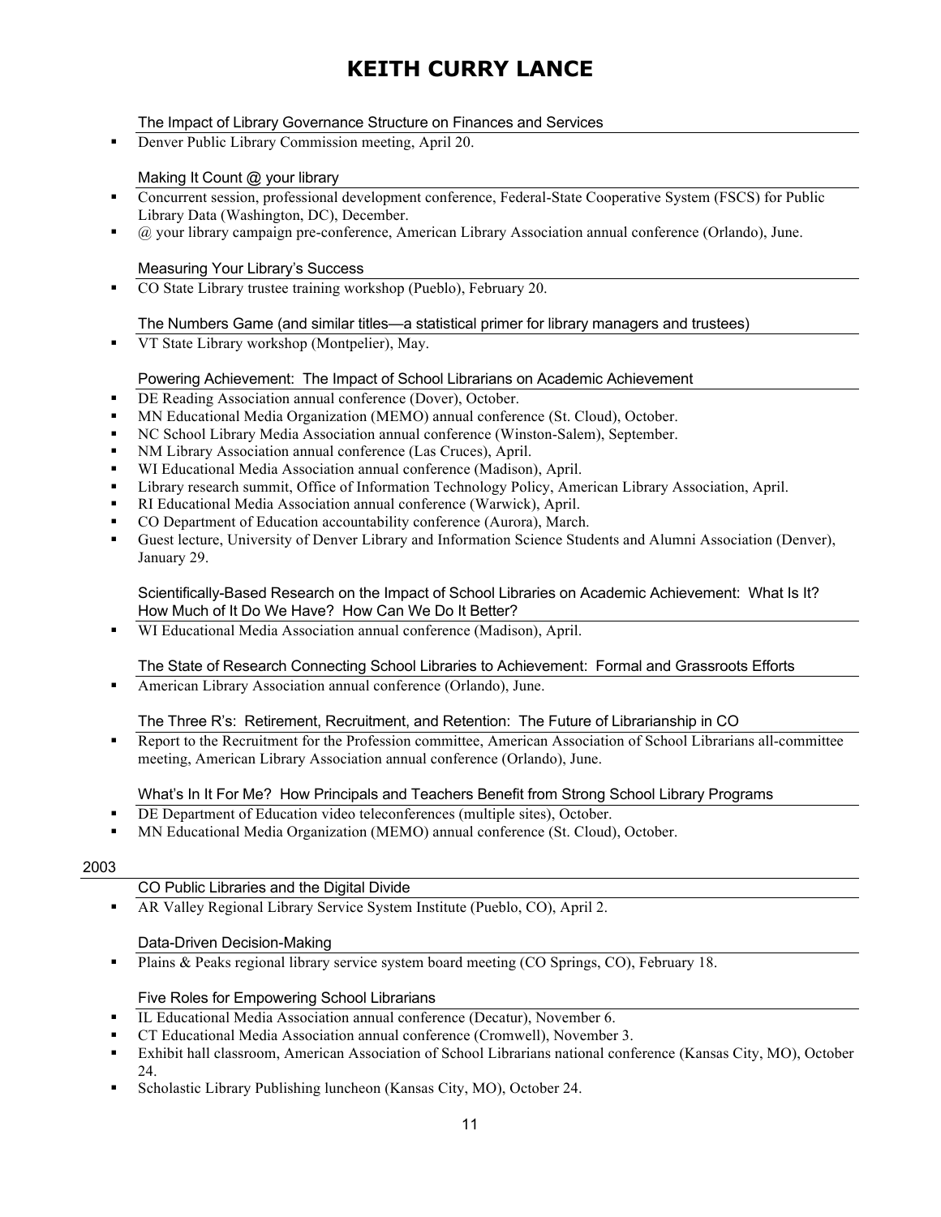The Impact of Library Governance Structure on Finances and Services

- Denver Public Library Commission meeting, April 20.

Making It Count @ your library

- Concurrent session, professional development conference, Federal-State Cooperative System (FSCS) for Public Library Data (Washington, DC), December.
- @ your library campaign pre-conference, American Library Association annual conference (Orlando), June.

Measuring Your Library's Success

- CO State Library trustee training workshop (Pueblo), February 20.

The Numbers Game (and similar titles—a statistical primer for library managers and trustees)

- VT State Library workshop (Montpelier), May.

Powering Achievement: The Impact of School Librarians on Academic Achievement

- DE Reading Association annual conference (Dover), October.
- MN Educational Media Organization (MEMO) annual conference (St. Cloud), October.
- NC School Library Media Association annual conference (Winston-Salem), September.
- NM Library Association annual conference (Las Cruces), April.
- WI Educational Media Association annual conference (Madison), April.
- Library research summit, Office of Information Technology Policy, American Library Association, April.
- RI Educational Media Association annual conference (Warwick), April.
- CO Department of Education accountability conference (Aurora), March.
- Guest lecture, University of Denver Library and Information Science Students and Alumni Association (Denver), January 29.

Scientifically-Based Research on the Impact of School Libraries on Academic Achievement: What Is It? How Much of It Do We Have? How Can We Do It Better?

- WI Educational Media Association annual conference (Madison), April.

The State of Research Connecting School Libraries to Achievement: Formal and Grassroots Efforts

- American Library Association annual conference (Orlando), June.

The Three R's: Retirement, Recruitment, and Retention: The Future of Librarianship in CO

- Report to the Recruitment for the Profession committee, American Association of School Librarians all-committee meeting, American Library Association annual conference (Orlando), June.

What's In It For Me? How Principals and Teachers Benefit from Strong School Library Programs

- DE Department of Education video teleconferences (multiple sites), October.
- MN Educational Media Organization (MEMO) annual conference (St. Cloud), October.

2003

CO Public Libraries and the Digital Divide

- AR Valley Regional Library Service System Institute (Pueblo, CO), April 2.

Data-Driven Decision-Making

- Plains & Peaks regional library service system board meeting (CO Springs, CO), February 18.

Five Roles for Empowering School Librarians

- IL Educational Media Association annual conference (Decatur), November 6.
- CT Educational Media Association annual conference (Cromwell), November 3.
- Exhibit hall classroom, American Association of School Librarians national conference (Kansas City, MO), October 24.
- Scholastic Library Publishing luncheon (Kansas City, MO), October 24.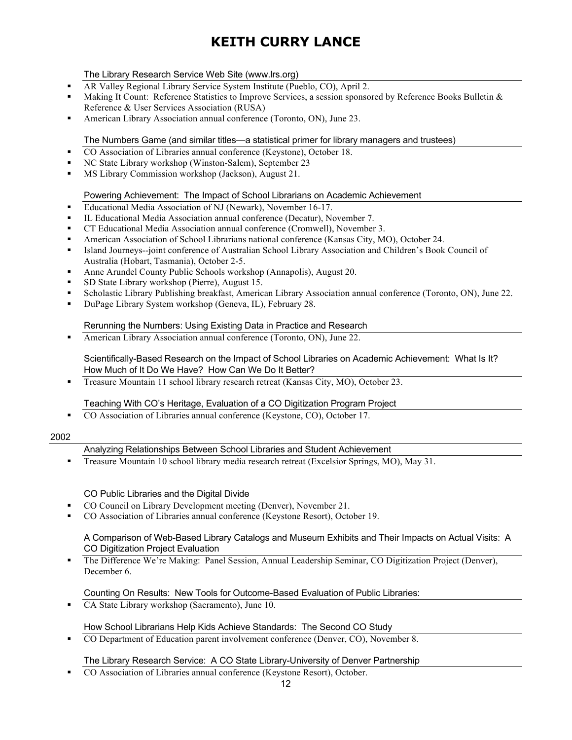The Library Research Service Web Site (www.lrs.org)

- AR Valley Regional Library Service System Institute (Pueblo, CO), April 2.
- Making It Count: Reference Statistics to Improve Services, a session sponsored by Reference Books Bulletin & Reference & User Services Association (RUSA)
- American Library Association annual conference (Toronto, ON), June 23.

The Numbers Game (and similar titles—a statistical primer for library managers and trustees)

- CO Association of Libraries annual conference (Keystone), October 18.
- NC State Library workshop (Winston-Salem), September 23
- MS Library Commission workshop (Jackson), August 21.

Powering Achievement: The Impact of School Librarians on Academic Achievement

- Educational Media Association of NJ (Newark), November 16-17.
- IL Educational Media Association annual conference (Decatur), November 7.
- CT Educational Media Association annual conference (Cromwell), November 3.
- American Association of School Librarians national conference (Kansas City, MO), October 24.
- Island Journeys--joint conference of Australian School Library Association and Children's Book Council of Australia (Hobart, Tasmania), October 2-5.
- Anne Arundel County Public Schools workshop (Annapolis), August 20.
- SD State Library workshop (Pierre), August 15.
- Scholastic Library Publishing breakfast, American Library Association annual conference (Toronto, ON), June 22.
- DuPage Library System workshop (Geneva, IL), February 28.

Rerunning the Numbers: Using Existing Data in Practice and Research

- American Library Association annual conference (Toronto, ON), June 22.

Scientifically-Based Research on the Impact of School Libraries on Academic Achievement: What Is It? How Much of It Do We Have? How Can We Do It Better?

- Treasure Mountain 11 school library research retreat (Kansas City, MO), October 23.

Teaching With CO's Heritage, Evaluation of a CO Digitization Program Project

- CO Association of Libraries annual conference (Keystone, CO), October 17.

## 2002

Analyzing Relationships Between School Libraries and Student Achievement

- Treasure Mountain 10 school library media research retreat (Excelsior Springs, MO), May 31.

CO Public Libraries and the Digital Divide

- CO Council on Library Development meeting (Denver), November 21.
- CO Association of Libraries annual conference (Keystone Resort), October 19.

A Comparison of Web-Based Library Catalogs and Museum Exhibits and Their Impacts on Actual Visits: A CO Digitization Project Evaluation

- The Difference We're Making: Panel Session, Annual Leadership Seminar, CO Digitization Project (Denver), December 6.

Counting On Results: New Tools for Outcome-Based Evaluation of Public Libraries:

- CA State Library workshop (Sacramento), June 10.

How School Librarians Help Kids Achieve Standards: The Second CO Study

- CO Department of Education parent involvement conference (Denver, CO), November 8.

The Library Research Service: A CO State Library-University of Denver Partnership

- CO Association of Libraries annual conference (Keystone Resort), October.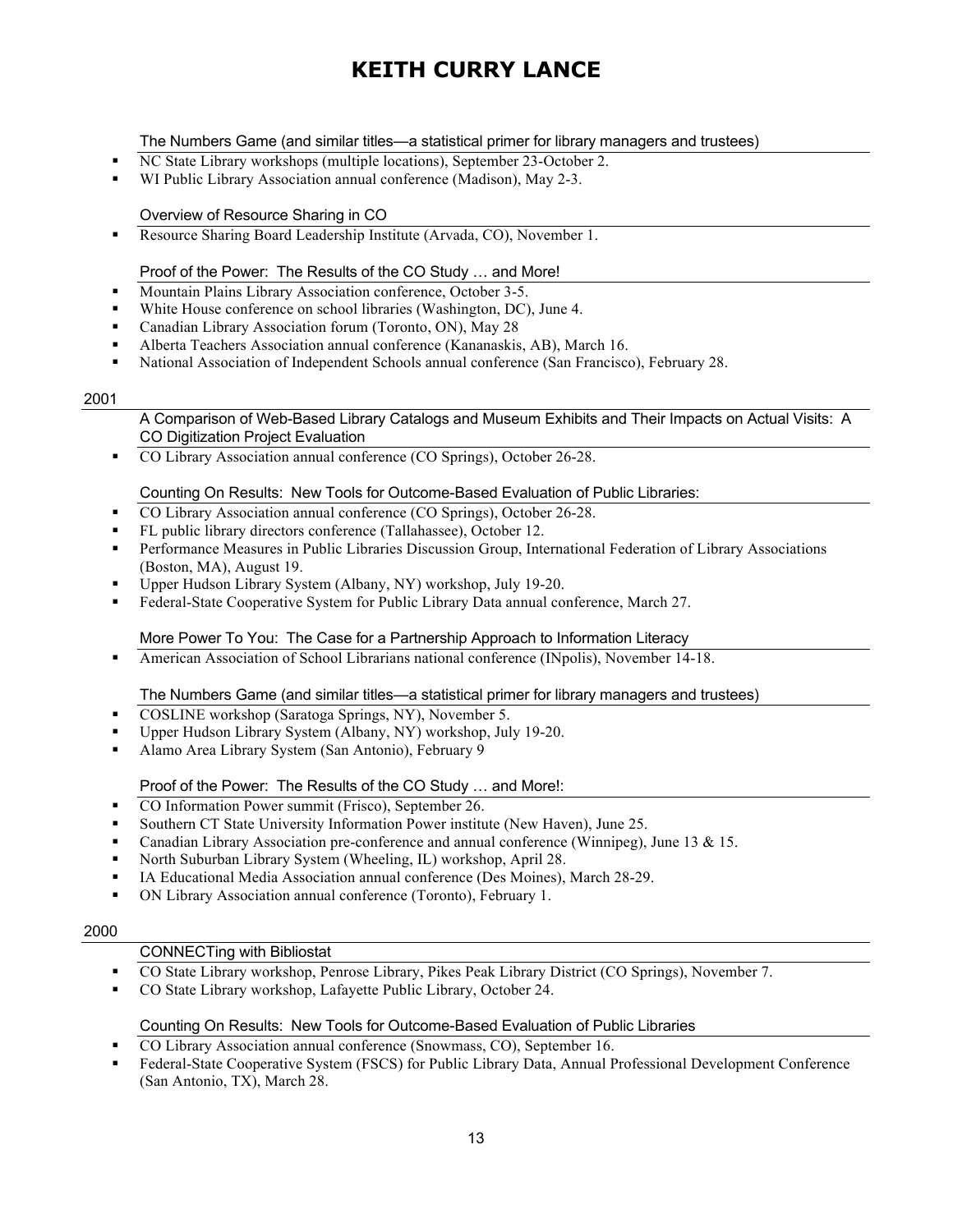The Numbers Game (and similar titles—a statistical primer for library managers and trustees)

- NC State Library workshops (multiple locations), September 23-October 2.
- WI Public Library Association annual conference (Madison), May 2-3.

Overview of Resource Sharing in CO

- Resource Sharing Board Leadership Institute (Arvada, CO), November 1.

Proof of the Power: The Results of the CO Study … and More!

- Mountain Plains Library Association conference, October 3-5.
- White House conference on school libraries (Washington, DC), June 4.
- Canadian Library Association forum (Toronto, ON), May 28
- Alberta Teachers Association annual conference (Kananaskis, AB), March 16.
- National Association of Independent Schools annual conference (San Francisco), February 28.

## 2001

A Comparison of Web-Based Library Catalogs and Museum Exhibits and Their Impacts on Actual Visits: A CO Digitization Project Evaluation

- CO Library Association annual conference (CO Springs), October 26-28.

Counting On Results: New Tools for Outcome-Based Evaluation of Public Libraries:

- CO Library Association annual conference (CO Springs), October 26-28.
- FL public library directors conference (Tallahassee), October 12.
- Performance Measures in Public Libraries Discussion Group, International Federation of Library Associations (Boston, MA), August 19.
- Upper Hudson Library System (Albany, NY) workshop, July 19-20.
- Federal-State Cooperative System for Public Library Data annual conference, March 27.

More Power To You: The Case for a Partnership Approach to Information Literacy

- American Association of School Librarians national conference (INpolis), November 14-18.

The Numbers Game (and similar titles—a statistical primer for library managers and trustees)

- COSLINE workshop (Saratoga Springs, NY), November 5.
- Upper Hudson Library System (Albany, NY) workshop, July 19-20.
- Alamo Area Library System (San Antonio), February 9

Proof of the Power: The Results of the CO Study … and More!:

- CO Information Power summit (Frisco), September 26.
- Southern CT State University Information Power institute (New Haven), June 25.
- Canadian Library Association pre-conference and annual conference (Winnipeg), June 13 & 15.
- North Suburban Library System (Wheeling, IL) workshop, April 28.
- IA Educational Media Association annual conference (Des Moines), March 28-29.
- ON Library Association annual conference (Toronto), February 1.

## 2000

CONNECTing with Bibliostat

- CO State Library workshop, Penrose Library, Pikes Peak Library District (CO Springs), November 7.
- CO State Library workshop, Lafayette Public Library, October 24.

Counting On Results: New Tools for Outcome-Based Evaluation of Public Libraries

- CO Library Association annual conference (Snowmass, CO), September 16.
- Federal-State Cooperative System (FSCS) for Public Library Data, Annual Professional Development Conference (San Antonio, TX), March 28.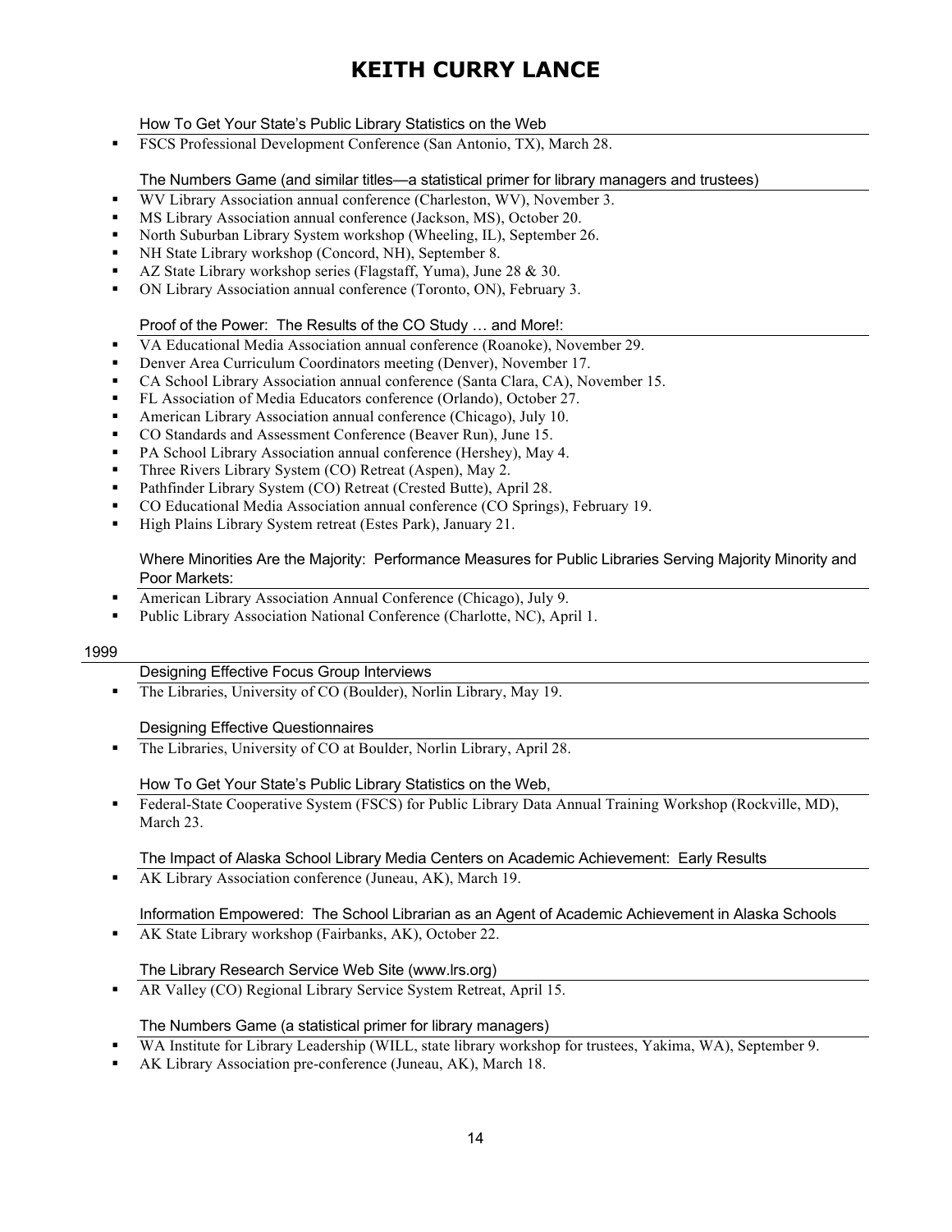How To Get Your State's Public Library Statistics on the Web

- FSCS Professional Development Conference (San Antonio, TX), March 28.

The Numbers Game (and similar titles—a statistical primer for library managers and trustees)

- WV Library Association annual conference (Charleston, WV), November 3.
- MS Library Association annual conference (Jackson, MS), October 20.
- North Suburban Library System workshop (Wheeling, IL), September 26.
- NH State Library workshop (Concord, NH), September 8.
- AZ State Library workshop series (Flagstaff, Yuma), June 28 & 30.
- ON Library Association annual conference (Toronto, ON), February 3.

Proof of the Power: The Results of the CO Study … and More!:

- VA Educational Media Association annual conference (Roanoke), November 29.
- Denver Area Curriculum Coordinators meeting (Denver), November 17.
- CA School Library Association annual conference (Santa Clara, CA), November 15.
- FL Association of Media Educators conference (Orlando), October 27.
- American Library Association annual conference (Chicago), July 10.
- CO Standards and Assessment Conference (Beaver Run), June 15.
- PA School Library Association annual conference (Hershey), May 4.
- Three Rivers Library System (CO) Retreat (Aspen), May 2.
- Pathfinder Library System (CO) Retreat (Crested Butte), April 28.
- CO Educational Media Association annual conference (CO Springs), February 19.
- High Plains Library System retreat (Estes Park), January 21.

Where Minorities Are the Majority: Performance Measures for Public Libraries Serving Majority Minority and Poor Markets:

- American Library Association Annual Conference (Chicago), July 9.
- Public Library Association National Conference (Charlotte, NC), April 1.

## 1999

Designing Effective Focus Group Interviews

- The Libraries, University of CO (Boulder), Norlin Library, May 19.

Designing Effective Questionnaires

- The Libraries, University of CO at Boulder, Norlin Library, April 28.

How To Get Your State's Public Library Statistics on the Web,

- Federal-State Cooperative System (FSCS) for Public Library Data Annual Training Workshop (Rockville, MD), March 23.

The Impact of Alaska School Library Media Centers on Academic Achievement: Early Results

- AK Library Association conference (Juneau, AK), March 19.

Information Empowered: The School Librarian as an Agent of Academic Achievement in Alaska Schools

- AK State Library workshop (Fairbanks, AK), October 22.

The Library Research Service Web Site (www.lrs.org)

- AR Valley (CO) Regional Library Service System Retreat, April 15.

The Numbers Game (a statistical primer for library managers)

- WA Institute for Library Leadership (WILL, state library workshop for trustees, Yakima, WA), September 9.
- AK Library Association pre-conference (Juneau, AK), March 18.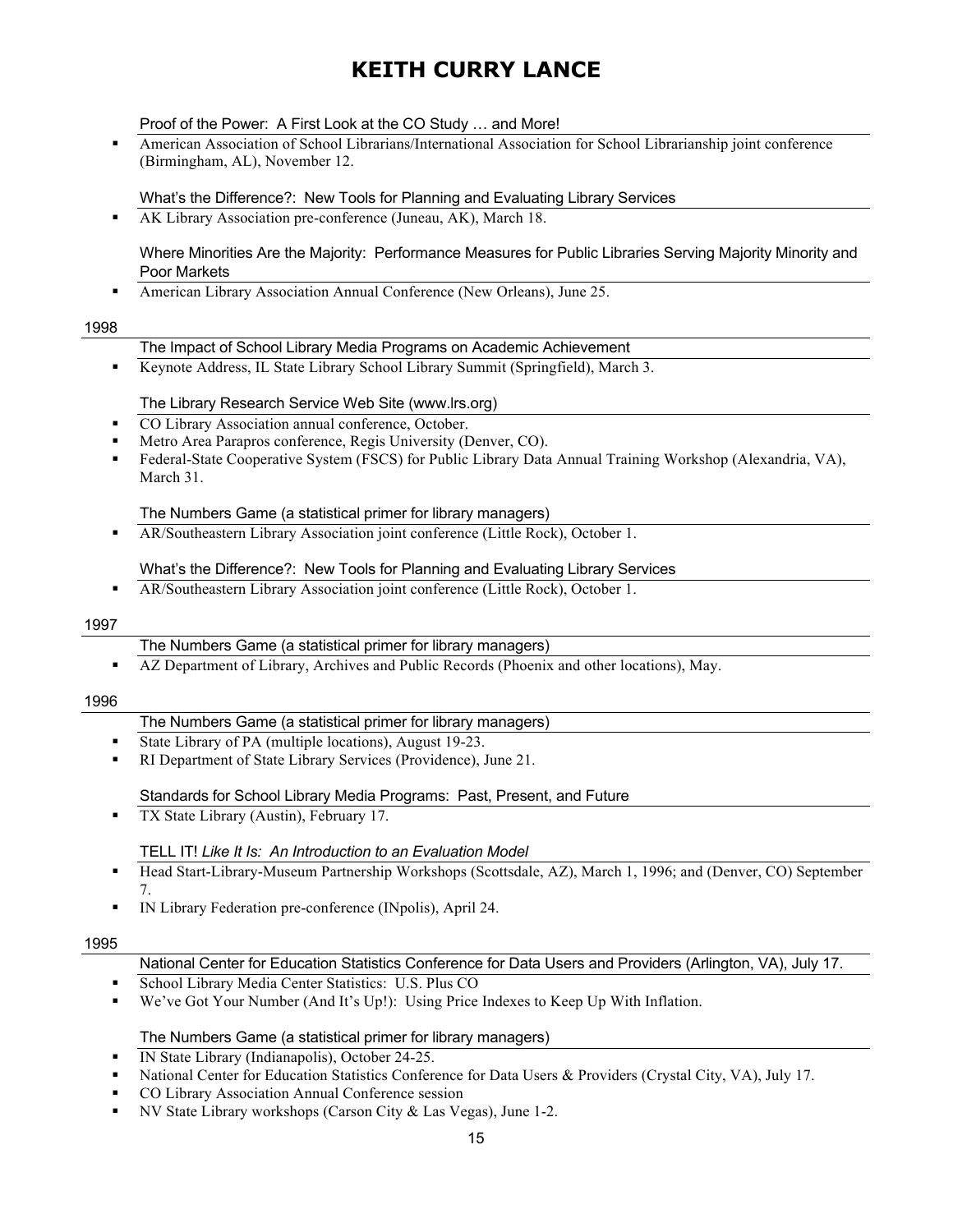Proof of the Power: A First Look at the CO Study … and More!

- American Association of School Librarians/International Association for School Librarianship joint conference (Birmingham, AL), November 12.

What's the Difference?: New Tools for Planning and Evaluating Library Services

- AK Library Association pre-conference (Juneau, AK), March 18.

Where Minorities Are the Majority: Performance Measures for Public Libraries Serving Majority Minority and Poor Markets

- American Library Association Annual Conference (New Orleans), June 25.

## 1998

The Impact of School Library Media Programs on Academic Achievement

- Keynote Address, IL State Library School Library Summit (Springfield), March 3.

The Library Research Service Web Site (www.lrs.org)

- CO Library Association annual conference, October.
- Metro Area Parapros conference, Regis University (Denver, CO).
- Federal-State Cooperative System (FSCS) for Public Library Data Annual Training Workshop (Alexandria, VA), March 31.

The Numbers Game (a statistical primer for library managers)

- AR/Southeastern Library Association joint conference (Little Rock), October 1.

What's the Difference?: New Tools for Planning and Evaluating Library Services

- AR/Southeastern Library Association joint conference (Little Rock), October 1.

## 1997

The Numbers Game (a statistical primer for library managers)

- AZ Department of Library, Archives and Public Records (Phoenix and other locations), May.

## 1996

The Numbers Game (a statistical primer for library managers)

- State Library of PA (multiple locations), August 19-23.
- RI Department of State Library Services (Providence), June 21.

Standards for School Library Media Programs: Past, Present, and Future

- TX State Library (Austin), February 17.

TELL IT! *Like It Is: An Introduction to an Evaluation Model*

- Head Start-Library-Museum Partnership Workshops (Scottsdale, AZ), March 1, 1996; and (Denver, CO) September 7.
- IN Library Federation pre-conference (INpolis), April 24.

## 1995

National Center for Education Statistics Conference for Data Users and Providers (Arlington, VA), July 17.

- School Library Media Center Statistics: U.S. Plus CO
- We've Got Your Number (And It's Up!): Using Price Indexes to Keep Up With Inflation.

The Numbers Game (a statistical primer for library managers)

- IN State Library (Indianapolis), October 24-25.
- National Center for Education Statistics Conference for Data Users & Providers (Crystal City, VA), July 17.
- CO Library Association Annual Conference session
- NV State Library workshops (Carson City & Las Vegas), June 1-2.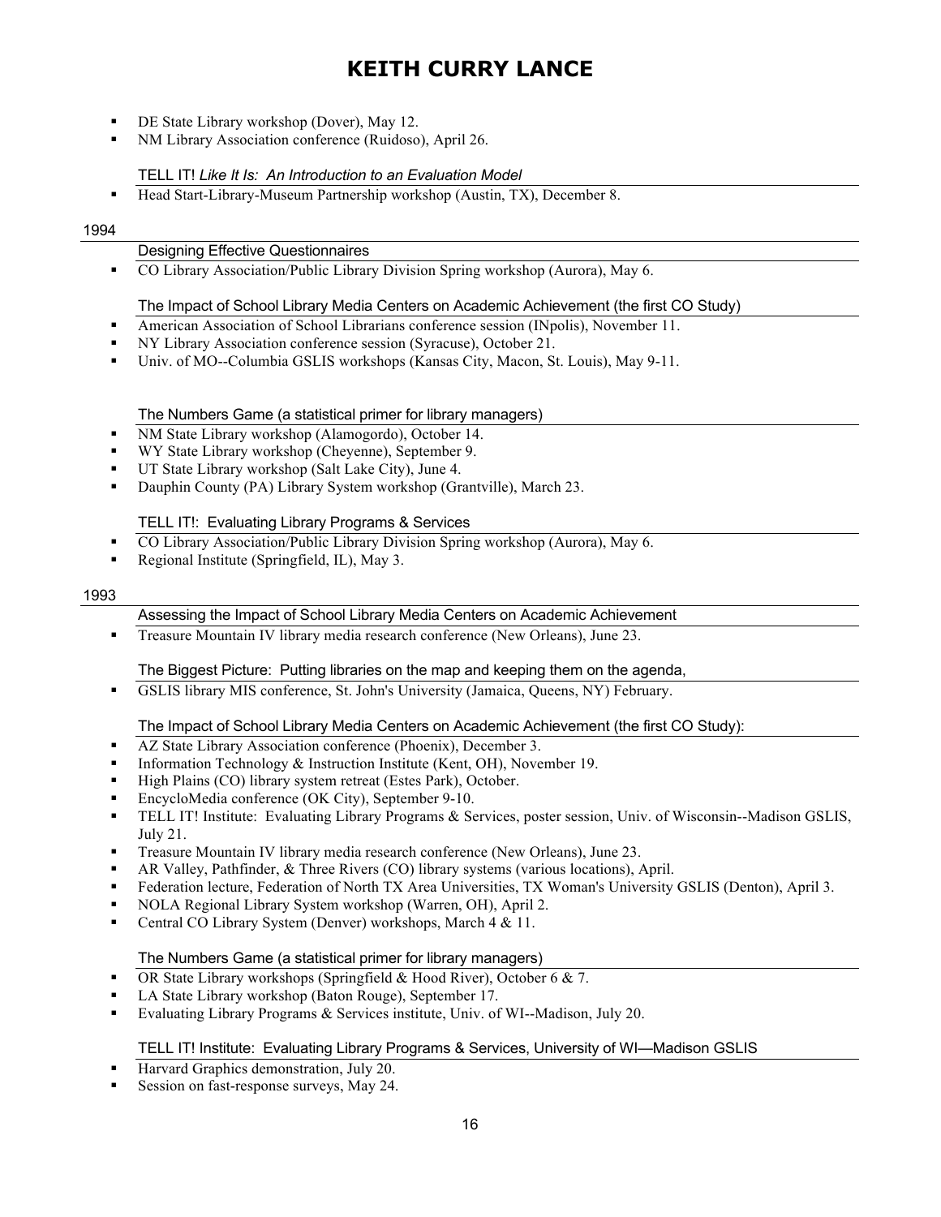- DE State Library workshop (Dover), May 12.
- NM Library Association conference (Ruidoso), April 26.

TELL IT! *Like It Is: An Introduction to an Evaluation Model*

- Head Start-Library-Museum Partnership workshop (Austin, TX), December 8.

## 1994

Designing Effective Questionnaires

- CO Library Association/Public Library Division Spring workshop (Aurora), May 6.

The Impact of School Library Media Centers on Academic Achievement (the first CO Study)

- American Association of School Librarians conference session (INpolis), November 11.
- NY Library Association conference session (Syracuse), October 21.
- Univ. of MO--Columbia GSLIS workshops (Kansas City, Macon, St. Louis), May 9-11.

The Numbers Game (a statistical primer for library managers)

- NM State Library workshop (Alamogordo), October 14.
- WY State Library workshop (Cheyenne), September 9.
- UT State Library workshop (Salt Lake City), June 4.
- Dauphin County (PA) Library System workshop (Grantville), March 23.

TELL IT!: Evaluating Library Programs & Services

- CO Library Association/Public Library Division Spring workshop (Aurora), May 6.
- Regional Institute (Springfield, IL), May 3.

## 1993

Assessing the Impact of School Library Media Centers on Academic Achievement

- Treasure Mountain IV library media research conference (New Orleans), June 23.

The Biggest Picture: Putting libraries on the map and keeping them on the agenda,

- GSLIS library MIS conference, St. John's University (Jamaica, Queens, NY) February.

The Impact of School Library Media Centers on Academic Achievement (the first CO Study):

- AZ State Library Association conference (Phoenix), December 3.
- Information Technology & Instruction Institute (Kent, OH), November 19.
- High Plains (CO) library system retreat (Estes Park), October.
- EncycloMedia conference (OK City), September 9-10.
- TELL IT! Institute: Evaluating Library Programs & Services, poster session, Univ. of Wisconsin--Madison GSLIS, July 21.
- Treasure Mountain IV library media research conference (New Orleans), June 23.
- AR Valley, Pathfinder, & Three Rivers (CO) library systems (various locations), April.
- Federation lecture, Federation of North TX Area Universities, TX Woman's University GSLIS (Denton), April 3.
- NOLA Regional Library System workshop (Warren, OH), April 2.
- Central CO Library System (Denver) workshops, March 4 & 11.

The Numbers Game (a statistical primer for library managers)

- OR State Library workshops (Springfield & Hood River), October 6 & 7.
- LA State Library workshop (Baton Rouge), September 17.
- Evaluating Library Programs & Services institute, Univ. of WI--Madison, July 20.

TELL IT! Institute: Evaluating Library Programs & Services, University of WI—Madison GSLIS

- Harvard Graphics demonstration, July 20.
- Session on fast-response surveys, May 24.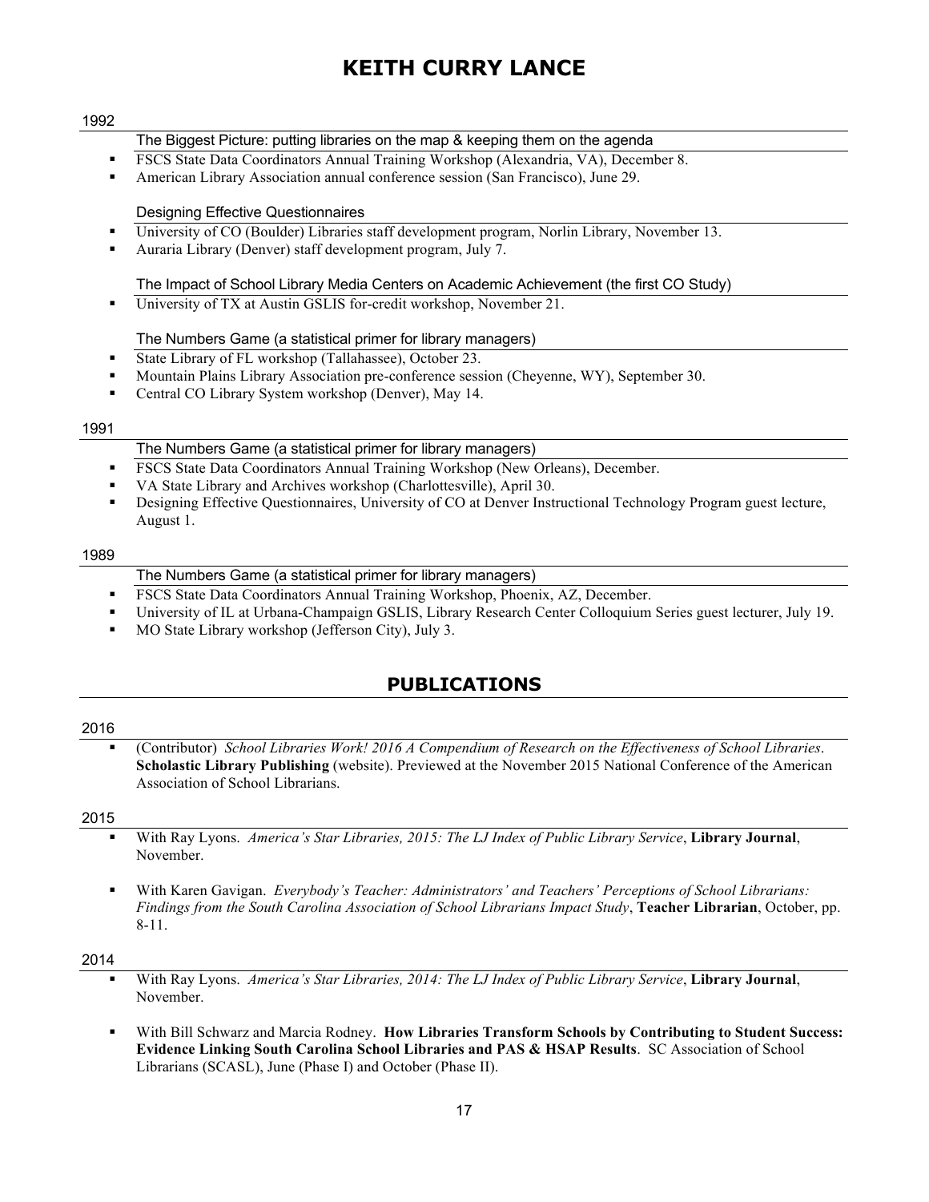### 1992

The Biggest Picture: putting libraries on the map & keeping them on the agenda

- FSCS State Data Coordinators Annual Training Workshop (Alexandria, VA), December 8.
- American Library Association annual conference session (San Francisco), June 29.

Designing Effective Questionnaires

- University of CO (Boulder) Libraries staff development program, Norlin Library, November 13.
- Auraria Library (Denver) staff development program, July 7.

The Impact of School Library Media Centers on Academic Achievement (the first CO Study)

- University of TX at Austin GSLIS for-credit workshop, November 21.

The Numbers Game (a statistical primer for library managers)

- State Library of FL workshop (Tallahassee), October 23.
- Mountain Plains Library Association pre-conference session (Cheyenne, WY), September 30.
- Central CO Library System workshop (Denver), May 14.

### 1991

The Numbers Game (a statistical primer for library managers)

- FSCS State Data Coordinators Annual Training Workshop (New Orleans), December.
- VA State Library and Archives workshop (Charlottesville), April 30.
- Designing Effective Questionnaires, University of CO at Denver Instructional Technology Program guest lecture, August 1.

### 1989

The Numbers Game (a statistical primer for library managers)

- FSCS State Data Coordinators Annual Training Workshop, Phoenix, AZ, December.
- University of IL at Urbana-Champaign GSLIS, Library Research Center Colloquium Series guest lecturer, July 19.
- MO State Library workshop (Jefferson City), July 3.

## PUBLICATIONS

### 2016

- (Contributor) *School Libraries Work! 2016 A Compendium of Research on the Effectiveness of School Libraries*. **Scholastic Library Publishing** (website). Previewed at the November 2015 National Conference of the American Association of School Librarians.

### 2015

- With Ray Lyons. *America's Star Libraries, 2015: The LJ Index of Public Library Service*, **Library Journal**, November.

- With Karen Gavigan. *Everybody's Teacher: Administrators' and Teachers' Perceptions of School Librarians: Findings from the South Carolina Association of School Librarians Impact Study*, **Teacher Librarian**, October, pp. 8-11.

### 2014

- With Ray Lyons. *America's Star Libraries, 2014: The LJ Index of Public Library Service*, **Library Journal**, November.

- With Bill Schwarz and Marcia Rodney. **How Libraries Transform Schools by Contributing to Student Success: Evidence Linking South Carolina School Libraries and PAS & HSAP Results**. SC Association of School Librarians (SCASL), June (Phase I) and October (Phase II).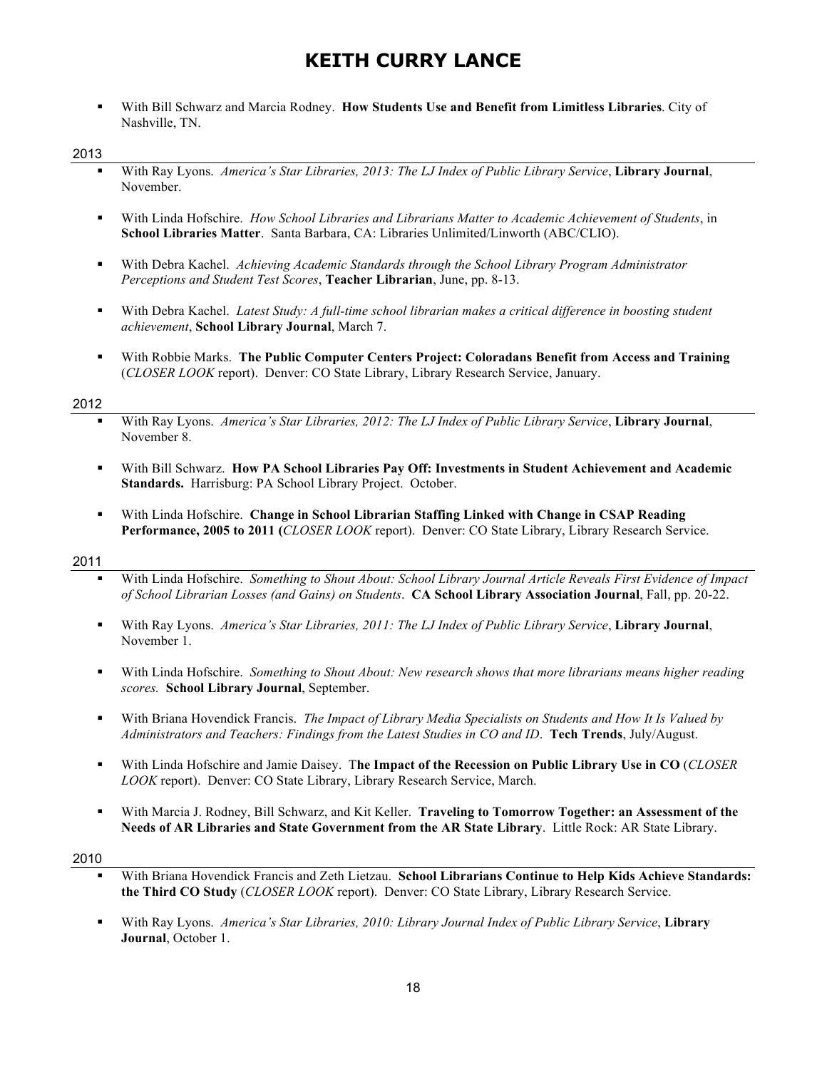- With Bill Schwarz and Marcia Rodney. **How Students Use and Benefit from Limitless Libraries**. City of Nashville, TN.

2013

- With Ray Lyons. *America's Star Libraries, 2013: The LJ Index of Public Library Service*, **Library Journal**, November.
- With Linda Hofschire. *How School Libraries and Librarians Matter to Academic Achievement of Students*, in **School Libraries Matter**. Santa Barbara, CA: Libraries Unlimited/Linworth (ABC/CLIO).
- With Debra Kachel. *Achieving Academic Standards through the School Library Program Administrator Perceptions and Student Test Scores*, **Teacher Librarian**, June, pp. 8-13.
- With Debra Kachel. *Latest Study: A full-time school librarian makes a critical difference in boosting student achievement*, **School Library Journal**, March 7.
- With Robbie Marks. **The Public Computer Centers Project: Coloradans Benefit from Access and Training** (*CLOSER LOOK* report). Denver: CO State Library, Library Research Service, January.

2012

- With Ray Lyons. *America's Star Libraries, 2012: The LJ Index of Public Library Service*, **Library Journal**, November 8.
- With Bill Schwarz. **How PA School Libraries Pay Off: Investments in Student Achievement and Academic Standards.** Harrisburg: PA School Library Project. October.
- With Linda Hofschire. **Change in School Librarian Staffing Linked with Change in CSAP Reading Performance, 2005 to 2011 (***CLOSER LOOK* report). Denver: CO State Library, Library Research Service.

2011

- With Linda Hofschire. *Something to Shout About: School Library Journal Article Reveals First Evidence of Impact of School Librarian Losses (and Gains) on Students*. **CA School Library Association Journal**, Fall, pp. 20-22.
- With Ray Lyons. *America's Star Libraries, 2011: The LJ Index of Public Library Service*, **Library Journal**, November 1.
- With Linda Hofschire. *Something to Shout About: New research shows that more librarians means higher reading scores.* **School Library Journal**, September.
- With Briana Hovendick Francis. *The Impact of Library Media Specialists on Students and How It Is Valued by Administrators and Teachers: Findings from the Latest Studies in CO and ID*. **Tech Trends**, July/August.
- With Linda Hofschire and Jamie Daisey. T**he Impact of the Recession on Public Library Use in CO** (*CLOSER LOOK* report). Denver: CO State Library, Library Research Service, March.
- With Marcia J. Rodney, Bill Schwarz, and Kit Keller. **Traveling to Tomorrow Together: an Assessment of the Needs of AR Libraries and State Government from the AR State Library**. Little Rock: AR State Library.

2010

- With Briana Hovendick Francis and Zeth Lietzau. **School Librarians Continue to Help Kids Achieve Standards: the Third CO Study** (*CLOSER LOOK* report). Denver: CO State Library, Library Research Service.
- With Ray Lyons. *America's Star Libraries, 2010: Library Journal Index of Public Library Service*, **Library Journal**, October 1.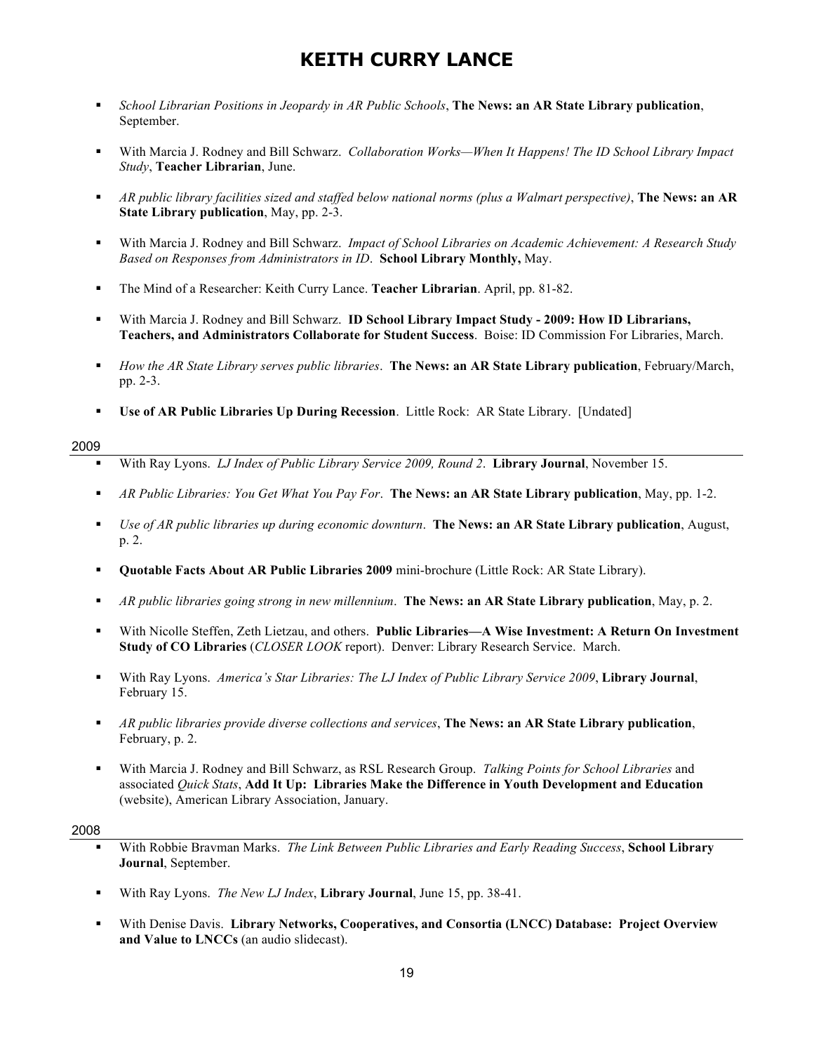- *School Librarian Positions in Jeopardy in AR Public Schools*, **The News: an AR State Library publication**, September.

- With Marcia J. Rodney and Bill Schwarz. *Collaboration Works—When It Happens! The ID School Library Impact Study*, **Teacher Librarian**, June.

- *AR public library facilities sized and staffed below national norms (plus a Walmart perspective)*, **The News: an AR State Library publication**, May, pp. 2-3.

- With Marcia J. Rodney and Bill Schwarz. *Impact of School Libraries on Academic Achievement: A Research Study Based on Responses from Administrators in ID*. **School Library Monthly,** May.

- The Mind of a Researcher: Keith Curry Lance. **Teacher Librarian**. April, pp. 81-82.

- With Marcia J. Rodney and Bill Schwarz. **ID School Library Impact Study - 2009: How ID Librarians, Teachers, and Administrators Collaborate for Student Success**. Boise: ID Commission For Libraries, March.

- *How the AR State Library serves public libraries*. **The News: an AR State Library publication**, February/March, pp. 2-3.

- **Use of AR Public Libraries Up During Recession**. Little Rock: AR State Library. [Undated]

2009

- With Ray Lyons. *LJ Index of Public Library Service 2009, Round 2*. **Library Journal**, November 15.

- *AR Public Libraries: You Get What You Pay For*. **The News: an AR State Library publication**, May, pp. 1-2.

- *Use of AR public libraries up during economic downturn*. **The News: an AR State Library publication**, August, p. 2.

- **Quotable Facts About AR Public Libraries 2009** mini-brochure (Little Rock: AR State Library).

- *AR public libraries going strong in new millennium*. **The News: an AR State Library publication**, May, p. 2.

- With Nicolle Steffen, Zeth Lietzau, and others. **Public Libraries—A Wise Investment: A Return On Investment Study of CO Libraries** (*CLOSER LOOK* report). Denver: Library Research Service. March.

- With Ray Lyons. *America's Star Libraries: The LJ Index of Public Library Service 2009*, **Library Journal**, February 15.

- *AR public libraries provide diverse collections and services*, **The News: an AR State Library publication**, February, p. 2.

- With Marcia J. Rodney and Bill Schwarz, as RSL Research Group. *Talking Points for School Libraries* and associated *Quick Stats*, **Add It Up: Libraries Make the Difference in Youth Development and Education** (website), American Library Association, January.

2008

- With Robbie Bravman Marks. *The Link Between Public Libraries and Early Reading Success*, **School Library Journal**, September.

- With Ray Lyons. *The New LJ Index*, **Library Journal**, June 15, pp. 38-41.

- With Denise Davis. **Library Networks, Cooperatives, and Consortia (LNCC) Database: Project Overview and Value to LNCCs** (an audio slidecast).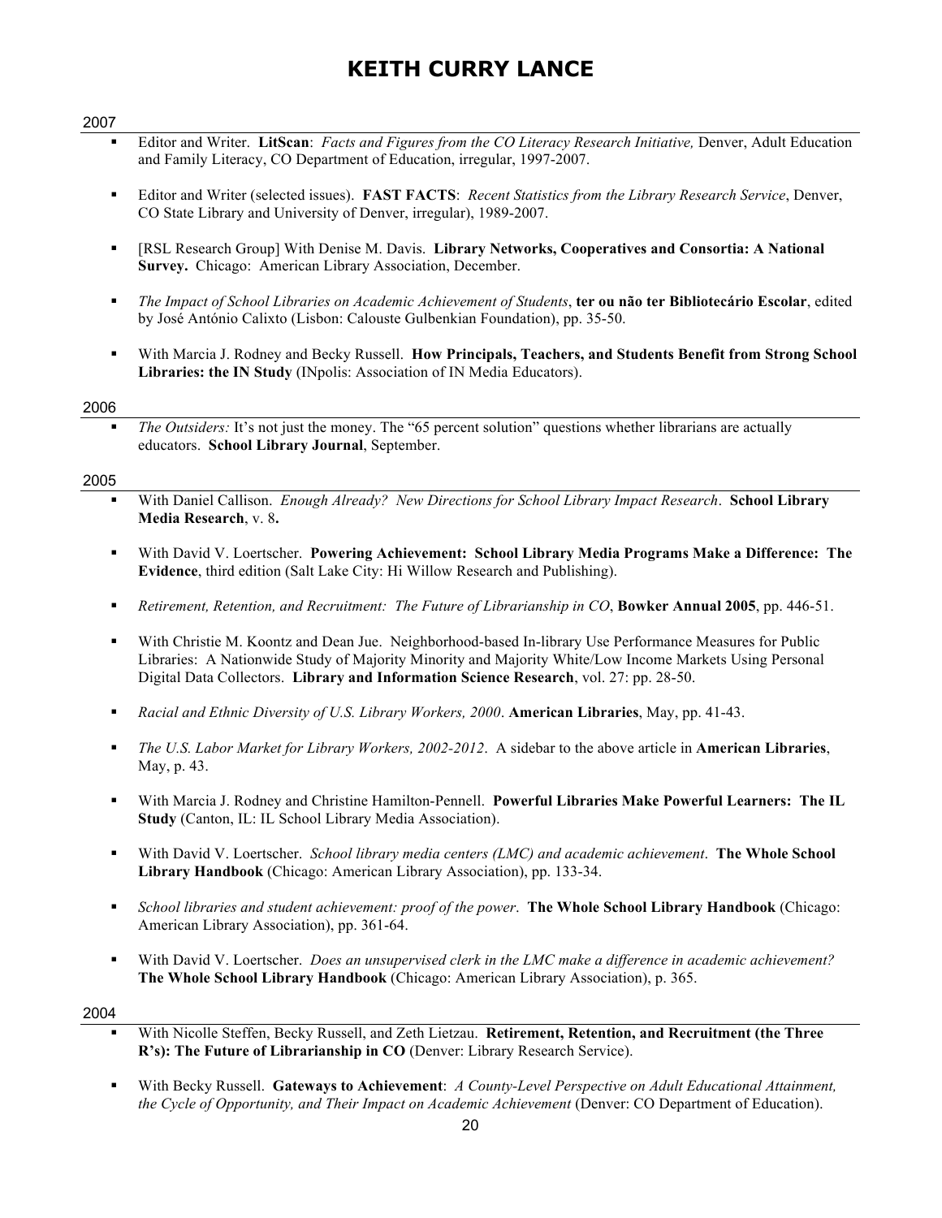# KEITH CURRY LANCE

## 2007

- Editor and Writer. **LitScan**: *Facts and Figures from the CO Literacy Research Initiative,* Denver, Adult Education and Family Literacy, CO Department of Education, irregular, 1997-2007.
- Editor and Writer (selected issues). **FAST FACTS**: *Recent Statistics from the Library Research Service*, Denver, CO State Library and University of Denver, irregular), 1989-2007.
- [RSL Research Group] With Denise M. Davis. **Library Networks, Cooperatives and Consortia: A National Survey.** Chicago: American Library Association, December.
- *The Impact of School Libraries on Academic Achievement of Students*, **ter ou não ter Bibliotecário Escolar**, edited by José António Calixto (Lisbon: Calouste Gulbenkian Foundation), pp. 35-50.
- With Marcia J. Rodney and Becky Russell. **How Principals, Teachers, and Students Benefit from Strong School Libraries: the IN Study** (INpolis: Association of IN Media Educators).

## 2006

- *The Outsiders:* It's not just the money. The "65 percent solution" questions whether librarians are actually educators. **School Library Journal**, September.

## 2005

- With Daniel Callison. *Enough Already? New Directions for School Library Impact Research*. **School Library Media Research**, v. 8**.**
- With David V. Loertscher. **Powering Achievement: School Library Media Programs Make a Difference: The Evidence**, third edition (Salt Lake City: Hi Willow Research and Publishing).
- *Retirement, Retention, and Recruitment: The Future of Librarianship in CO*, **Bowker Annual 2005**, pp. 446-51.
- With Christie M. Koontz and Dean Jue. Neighborhood-based In-library Use Performance Measures for Public Libraries: A Nationwide Study of Majority Minority and Majority White/Low Income Markets Using Personal Digital Data Collectors. **Library and Information Science Research**, vol. 27: pp. 28-50.
- *Racial and Ethnic Diversity of U.S. Library Workers, 2000*. **American Libraries**, May, pp. 41-43.
- *The U.S. Labor Market for Library Workers, 2002-2012*. A sidebar to the above article in **American Libraries**, May, p. 43.
- With Marcia J. Rodney and Christine Hamilton-Pennell. **Powerful Libraries Make Powerful Learners: The IL Study** (Canton, IL: IL School Library Media Association).
- With David V. Loertscher. *School library media centers (LMC) and academic achievement*. **The Whole School Library Handbook** (Chicago: American Library Association), pp. 133-34.
- *School libraries and student achievement: proof of the power*. **The Whole School Library Handbook** (Chicago: American Library Association), pp. 361-64.
- With David V. Loertscher. *Does an unsupervised clerk in the LMC make a difference in academic achievement?* **The Whole School Library Handbook** (Chicago: American Library Association), p. 365.

## 2004

- With Nicolle Steffen, Becky Russell, and Zeth Lietzau. **Retirement, Retention, and Recruitment (the Three R's): The Future of Librarianship in CO** (Denver: Library Research Service).
- With Becky Russell. **Gateways to Achievement**: *A County-Level Perspective on Adult Educational Attainment, the Cycle of Opportunity, and Their Impact on Academic Achievement* (Denver: CO Department of Education).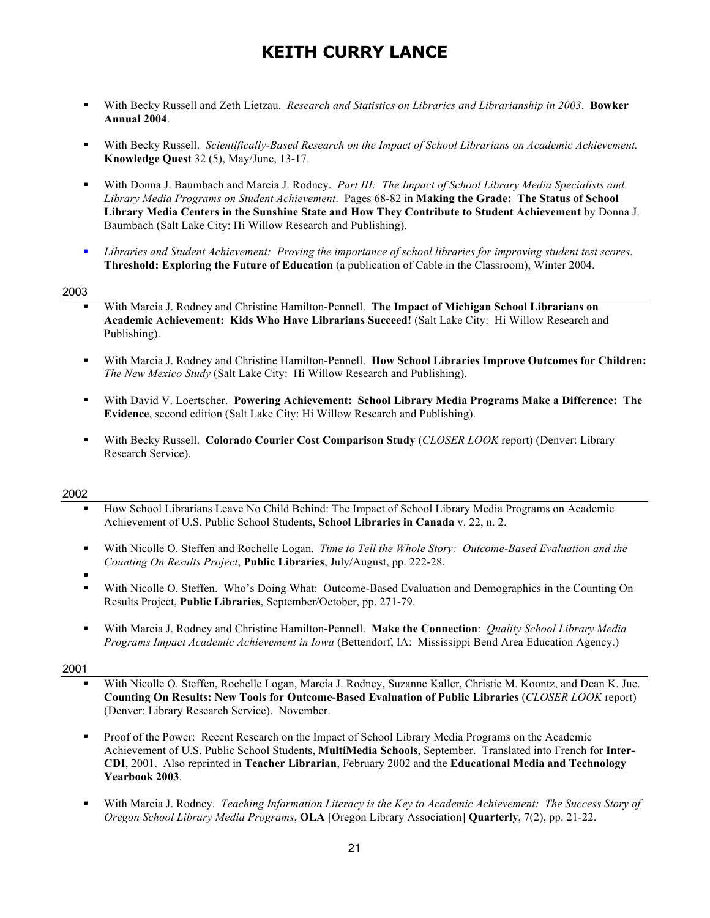- With Becky Russell and Zeth Lietzau. *Research and Statistics on Libraries and Librarianship in 2003*. **Bowker Annual 2004**.

- With Becky Russell. *Scientifically-Based Research on the Impact of School Librarians on Academic Achievement.* **Knowledge Quest** 32 (5), May/June, 13-17.

- With Donna J. Baumbach and Marcia J. Rodney. *Part III: The Impact of School Library Media Specialists and Library Media Programs on Student Achievement*. Pages 68-82 in **Making the Grade: The Status of School Library Media Centers in the Sunshine State and How They Contribute to Student Achievement** by Donna J. Baumbach (Salt Lake City: Hi Willow Research and Publishing).

- *Libraries and Student Achievement: Proving the importance of school libraries for improving student test scores*. **Threshold: Exploring the Future of Education** (a publication of Cable in the Classroom), Winter 2004.

## 2003

- With Marcia J. Rodney and Christine Hamilton-Pennell. **The Impact of Michigan School Librarians on Academic Achievement: Kids Who Have Librarians Succeed!** (Salt Lake City: Hi Willow Research and Publishing).

- With Marcia J. Rodney and Christine Hamilton-Pennell. **How School Libraries Improve Outcomes for Children:** *The New Mexico Study* (Salt Lake City: Hi Willow Research and Publishing).

- With David V. Loertscher. **Powering Achievement: School Library Media Programs Make a Difference: The Evidence**, second edition (Salt Lake City: Hi Willow Research and Publishing).

- With Becky Russell. **Colorado Courier Cost Comparison Study** (*CLOSER LOOK* report) (Denver: Library Research Service).

## 2002

- How School Librarians Leave No Child Behind: The Impact of School Library Media Programs on Academic Achievement of U.S. Public School Students, **School Libraries in Canada** v. 22, n. 2.

- With Nicolle O. Steffen and Rochelle Logan. *Time to Tell the Whole Story: Outcome-Based Evaluation and the Counting On Results Project*, **Public Libraries**, July/August, pp. 222-28.

- With Nicolle O. Steffen. Who's Doing What: Outcome-Based Evaluation and Demographics in the Counting On Results Project, **Public Libraries**, September/October, pp. 271-79.

- With Marcia J. Rodney and Christine Hamilton-Pennell. **Make the Connection**: *Quality School Library Media Programs Impact Academic Achievement in Iowa* (Bettendorf, IA: Mississippi Bend Area Education Agency.)

## 2001

- With Nicolle O. Steffen, Rochelle Logan, Marcia J. Rodney, Suzanne Kaller, Christie M. Koontz, and Dean K. Jue. **Counting On Results: New Tools for Outcome-Based Evaluation of Public Libraries** (*CLOSER LOOK* report) (Denver: Library Research Service). November.

- Proof of the Power: Recent Research on the Impact of School Library Media Programs on the Academic Achievement of U.S. Public School Students, **MultiMedia Schools**, September. Translated into French for **Inter-CDI**, 2001. Also reprinted in **Teacher Librarian**, February 2002 and the **Educational Media and Technology Yearbook 2003**.

- With Marcia J. Rodney. *Teaching Information Literacy is the Key to Academic Achievement: The Success Story of Oregon School Library Media Programs*, **OLA** [Oregon Library Association] **Quarterly**, 7(2), pp. 21-22.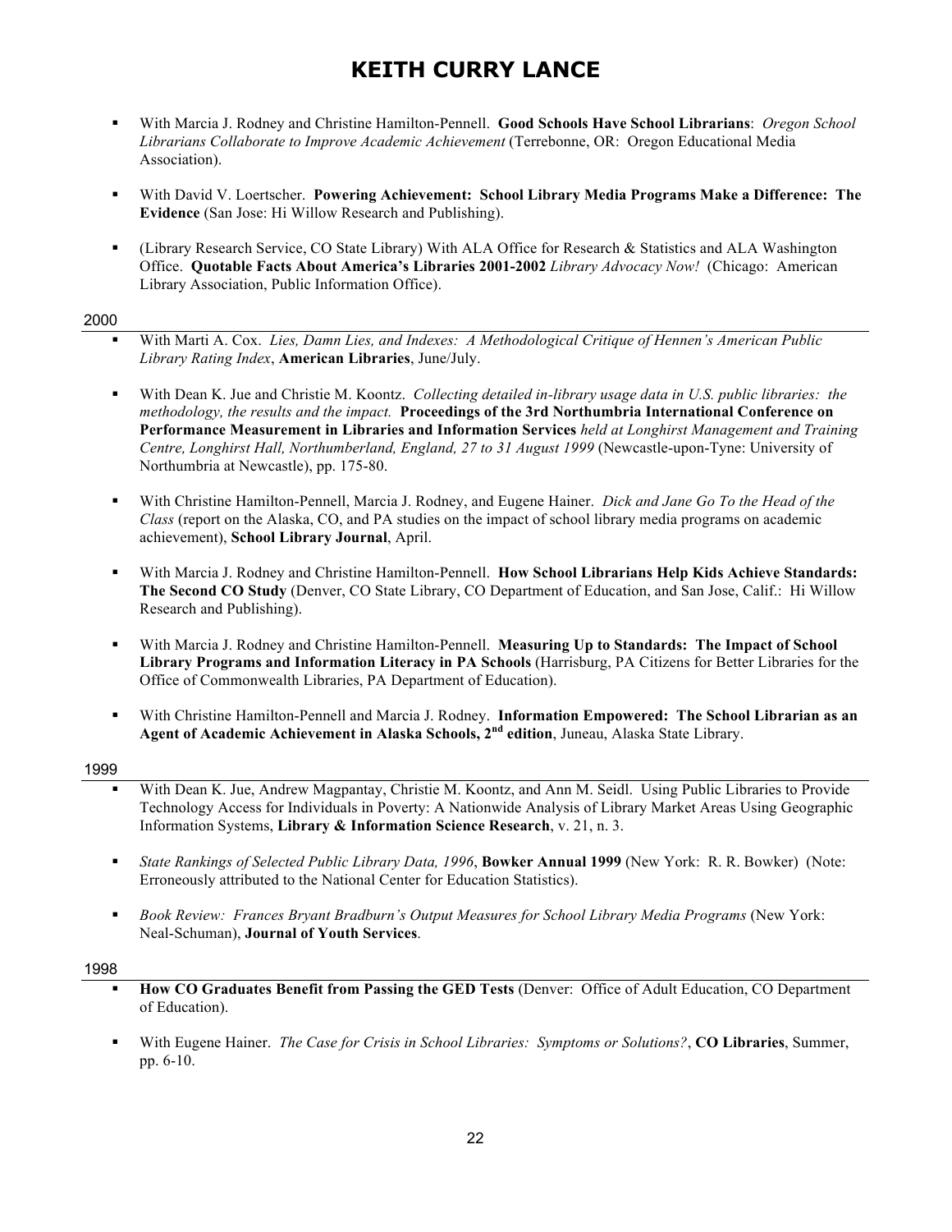- With Marcia J. Rodney and Christine Hamilton-Pennell. **Good Schools Have School Librarians**: *Oregon School Librarians Collaborate to Improve Academic Achievement* (Terrebonne, OR: Oregon Educational Media Association).

- With David V. Loertscher. **Powering Achievement: School Library Media Programs Make a Difference: The Evidence** (San Jose: Hi Willow Research and Publishing).

- (Library Research Service, CO State Library) With ALA Office for Research & Statistics and ALA Washington Office. **Quotable Facts About America's Libraries 2001-2002** *Library Advocacy Now!* (Chicago: American Library Association, Public Information Office).

2000

- With Marti A. Cox. *Lies, Damn Lies, and Indexes: A Methodological Critique of Hennen's American Public Library Rating Index*, **American Libraries**, June/July.

- With Dean K. Jue and Christie M. Koontz. *Collecting detailed in-library usage data in U.S. public libraries: the methodology, the results and the impact.* **Proceedings of the 3rd Northumbria International Conference on Performance Measurement in Libraries and Information Services** *held at Longhirst Management and Training Centre, Longhirst Hall, Northumberland, England, 27 to 31 August 1999* (Newcastle-upon-Tyne: University of Northumbria at Newcastle), pp. 175-80.

- With Christine Hamilton-Pennell, Marcia J. Rodney, and Eugene Hainer. *Dick and Jane Go To the Head of the Class* (report on the Alaska, CO, and PA studies on the impact of school library media programs on academic achievement), **School Library Journal**, April.

- With Marcia J. Rodney and Christine Hamilton-Pennell. **How School Librarians Help Kids Achieve Standards: The Second CO Study** (Denver, CO State Library, CO Department of Education, and San Jose, Calif.: Hi Willow Research and Publishing).

- With Marcia J. Rodney and Christine Hamilton-Pennell. **Measuring Up to Standards: The Impact of School Library Programs and Information Literacy in PA Schools** (Harrisburg, PA Citizens for Better Libraries for the Office of Commonwealth Libraries, PA Department of Education).

- With Christine Hamilton-Pennell and Marcia J. Rodney. **Information Empowered: The School Librarian as an Agent of Academic Achievement in Alaska Schools, 2nd edition**, Juneau, Alaska State Library.

1999

- With Dean K. Jue, Andrew Magpantay, Christie M. Koontz, and Ann M. Seidl. Using Public Libraries to Provide Technology Access for Individuals in Poverty: A Nationwide Analysis of Library Market Areas Using Geographic Information Systems, **Library & Information Science Research**, v. 21, n. 3.

- *State Rankings of Selected Public Library Data, 1996*, **Bowker Annual 1999** (New York: R. R. Bowker) (Note: Erroneously attributed to the National Center for Education Statistics).

- *Book Review: Frances Bryant Bradburn's Output Measures for School Library Media Programs* (New York: Neal-Schuman), **Journal of Youth Services**.

1998

- **How CO Graduates Benefit from Passing the GED Tests** (Denver: Office of Adult Education, CO Department of Education).

- With Eugene Hainer. *The Case for Crisis in School Libraries: Symptoms or Solutions?*, **CO Libraries**, Summer, pp. 6-10.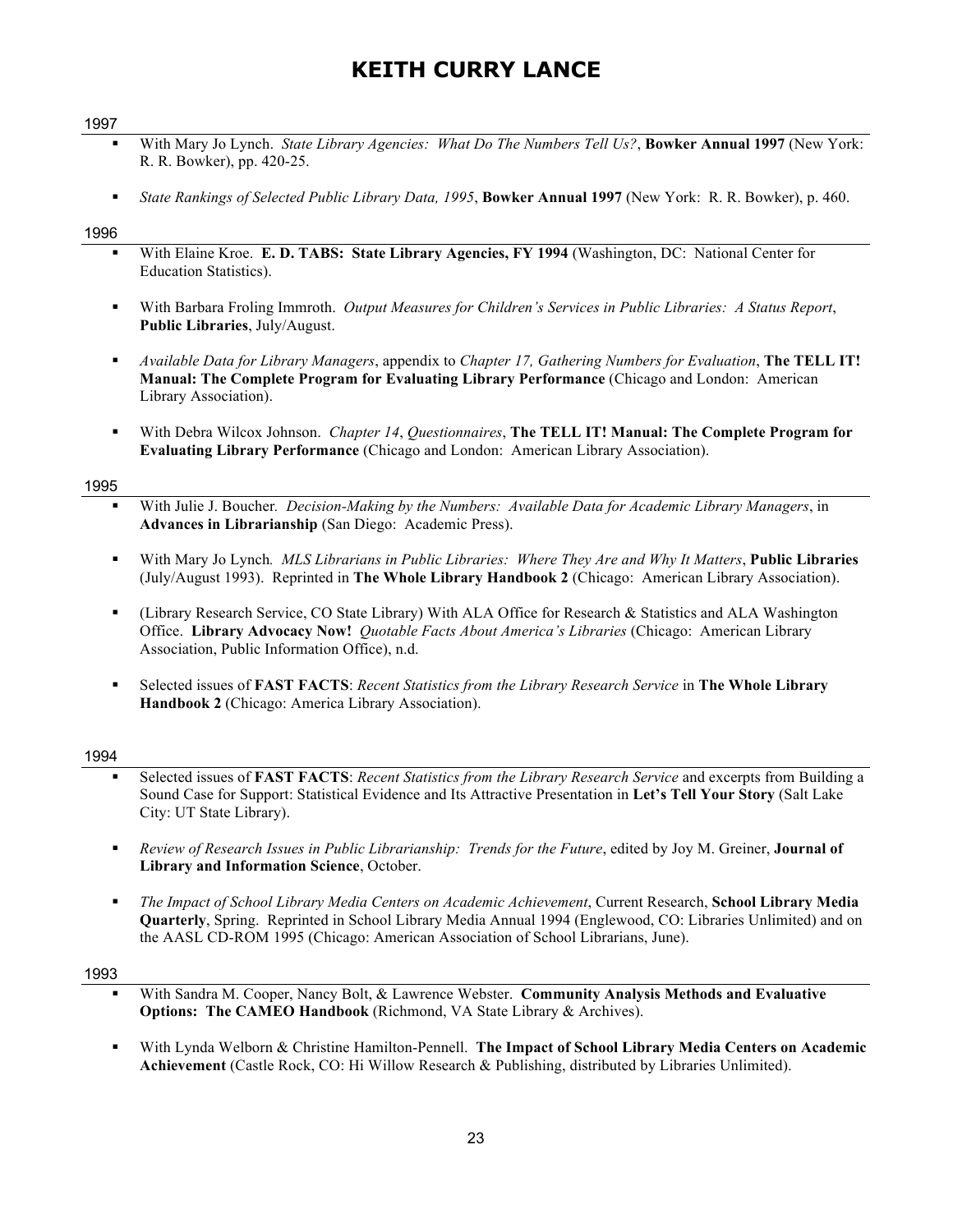# KEITH CURRY LANCE

## 1997

- With Mary Jo Lynch. *State Library Agencies: What Do The Numbers Tell Us?*, **Bowker Annual 1997** (New York: R. R. Bowker), pp. 420-25.
- *State Rankings of Selected Public Library Data, 1995*, **Bowker Annual 1997** (New York: R. R. Bowker), p. 460.

## 1996

- With Elaine Kroe. **E. D. TABS: State Library Agencies, FY 1994** (Washington, DC: National Center for Education Statistics).
- With Barbara Froling Immroth. *Output Measures for Children's Services in Public Libraries: A Status Report*, **Public Libraries**, July/August.
- *Available Data for Library Managers*, appendix to *Chapter 17, Gathering Numbers for Evaluation*, **The TELL IT! Manual: The Complete Program for Evaluating Library Performance** (Chicago and London: American Library Association).
- With Debra Wilcox Johnson. *Chapter 14*, *Questionnaires*, **The TELL IT! Manual: The Complete Program for Evaluating Library Performance** (Chicago and London: American Library Association).

## 1995

- With Julie J. Boucher. *Decision-Making by the Numbers: Available Data for Academic Library Managers*, in **Advances in Librarianship** (San Diego: Academic Press).
- With Mary Jo Lynch*. MLS Librarians in Public Libraries: Where They Are and Why It Matters*, **Public Libraries** (July/August 1993). Reprinted in **The Whole Library Handbook 2** (Chicago: American Library Association).
- (Library Research Service, CO State Library) With ALA Office for Research & Statistics and ALA Washington Office. **Library Advocacy Now!** *Quotable Facts About America's Libraries* (Chicago: American Library Association, Public Information Office), n.d.
- Selected issues of **FAST FACTS**: *Recent Statistics from the Library Research Service* in **The Whole Library Handbook 2** (Chicago: America Library Association).

## 1994

- Selected issues of **FAST FACTS**: *Recent Statistics from the Library Research Service* and excerpts from Building a Sound Case for Support: Statistical Evidence and Its Attractive Presentation in **Let's Tell Your Story** (Salt Lake City: UT State Library).
- *Review of Research Issues in Public Librarianship: Trends for the Future*, edited by Joy M. Greiner, **Journal of Library and Information Science**, October.
- *The Impact of School Library Media Centers on Academic Achievement*, Current Research, **School Library Media Quarterly**, Spring. Reprinted in School Library Media Annual 1994 (Englewood, CO: Libraries Unlimited) and on the AASL CD-ROM 1995 (Chicago: American Association of School Librarians, June).

## 1993

- With Sandra M. Cooper, Nancy Bolt, & Lawrence Webster. **Community Analysis Methods and Evaluative Options: The CAMEO Handbook** (Richmond, VA State Library & Archives).
- With Lynda Welborn & Christine Hamilton-Pennell. **The Impact of School Library Media Centers on Academic Achievement** (Castle Rock, CO: Hi Willow Research & Publishing, distributed by Libraries Unlimited).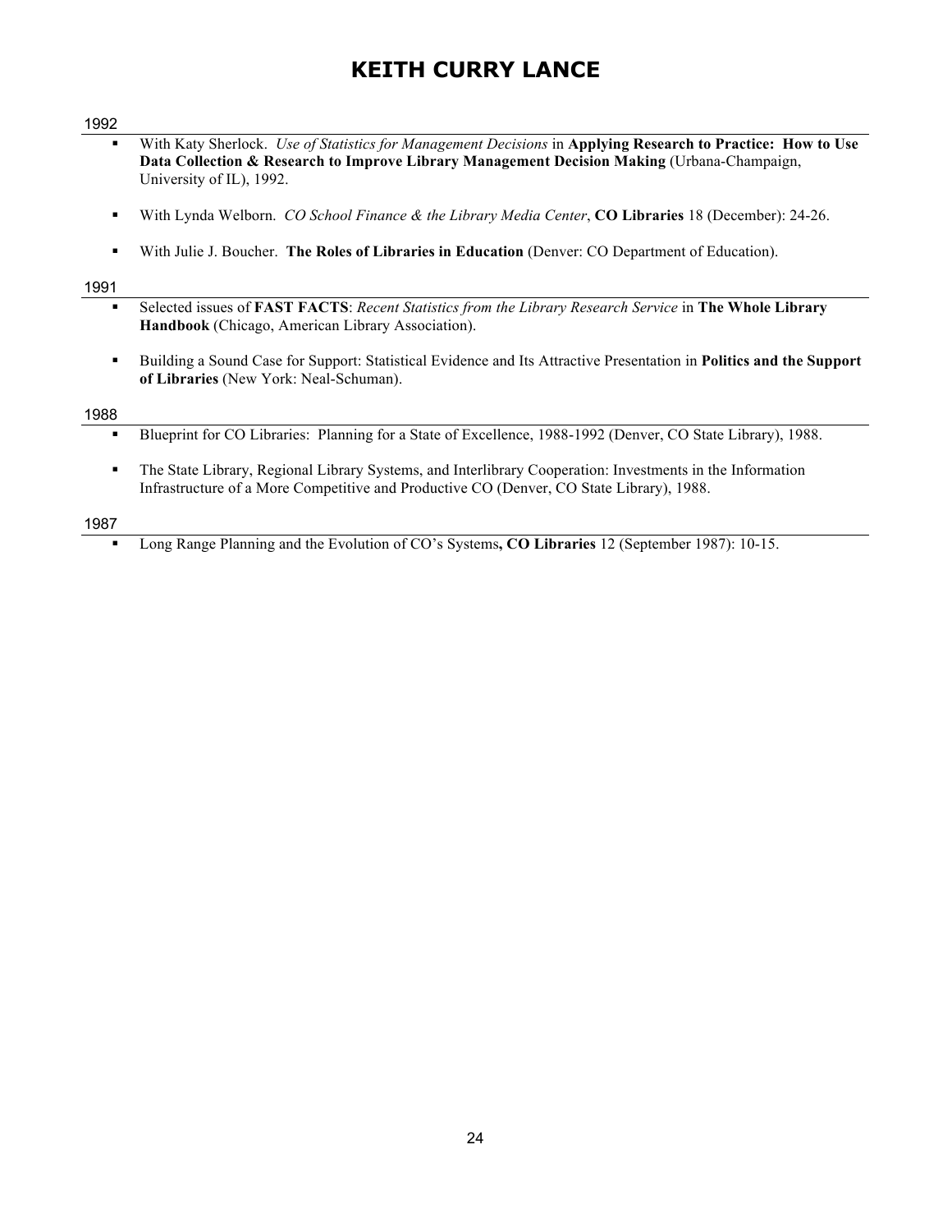# KEITH CURRY LANCE

## 1992

- With Katy Sherlock. *Use of Statistics for Management Decisions* in **Applying Research to Practice: How to Use Data Collection & Research to Improve Library Management Decision Making** (Urbana-Champaign, University of IL), 1992.
- With Lynda Welborn. *CO School Finance & the Library Media Center*, **CO Libraries** 18 (December): 24-26.
- With Julie J. Boucher. **The Roles of Libraries in Education** (Denver: CO Department of Education).

## 1991

- Selected issues of **FAST FACTS**: *Recent Statistics from the Library Research Service* in **The Whole Library Handbook** (Chicago, American Library Association).
- Building a Sound Case for Support: Statistical Evidence and Its Attractive Presentation in **Politics and the Support of Libraries** (New York: Neal-Schuman).

## 1988

- Blueprint for CO Libraries: Planning for a State of Excellence, 1988-1992 (Denver, CO State Library), 1988.
- The State Library, Regional Library Systems, and Interlibrary Cooperation: Investments in the Information Infrastructure of a More Competitive and Productive CO (Denver, CO State Library), 1988.

## 1987

- Long Range Planning and the Evolution of CO's Systems**, CO Libraries** 12 (September 1987): 10-15.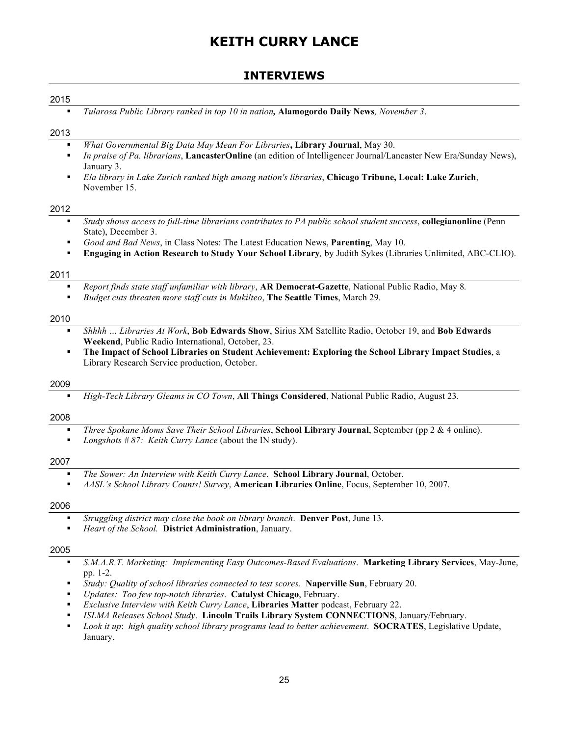# KEITH CURRY LANCE

## INTERVIEWS

### 2015

- *Tularosa Public Library ranked in top 10 in nation,* **Alamogordo Daily News***, November 3*.

### 2013

- *What Governmental Big Data May Mean For Libraries***, Library Journal**, May 30.
- *In praise of Pa. librarians*, **LancasterOnline** (an edition of Intelligencer Journal/Lancaster New Era/Sunday News), January 3.
- *Ela library in Lake Zurich ranked high among nation's libraries*, **Chicago Tribune, Local: Lake Zurich**, November 15.

### 2012

- *Study shows access to full-time librarians contributes to PA public school student success*, **collegianonline** (Penn State), December 3.
- *Good and Bad News*, in Class Notes: The Latest Education News, **Parenting**, May 10.
- **Engaging in Action Research to Study Your School Library***,* by Judith Sykes (Libraries Unlimited, ABC-CLIO).

### 2011

- *Report finds state staff unfamiliar with library*, **AR Democrat-Gazette**, National Public Radio, May 8*.*
- *Budget cuts threaten more staff cuts in Mukilteo*, **The Seattle Times**, March 29*.*

### 2010

- *Shhhh … Libraries At Work*, **Bob Edwards Show**, Sirius XM Satellite Radio, October 19, and **Bob Edwards Weekend**, Public Radio International, October, 23.
- **The Impact of School Libraries on Student Achievement: Exploring the School Library Impact Studies**, a Library Research Service production, October.

### 2009

- *High-Tech Library Gleams in CO Town*, **All Things Considered**, National Public Radio, August 23*.*

### 2008

- *Three Spokane Moms Save Their School Libraries*, **School Library Journal**, September (pp 2 & 4 online).
- *Longshots # 87: Keith Curry Lance* (about the IN study).

### 2007

- *The Sower: An Interview with Keith Curry Lance*. **School Library Journal**, October.
- *AASL's School Library Counts! Survey*, **American Libraries Online**, Focus, September 10, 2007.

### 2006

- *Struggling district may close the book on library branch*. **Denver Post**, June 13.
- *Heart of the School.* **District Administration**, January.

### 2005

- *S.M.A.R.T. Marketing: Implementing Easy Outcomes-Based Evaluations*. **Marketing Library Services**, May-June, pp. 1-2.
- *Study: Quality of school libraries connected to test scores*. **Naperville Sun**, February 20.
- *Updates: Too few top-notch libraries*. **Catalyst Chicago**, February.
- *Exclusive Interview with Keith Curry Lance*, **Libraries Matter** podcast, February 22.
- *ISLMA Releases School Study*. **Lincoln Trails Library System CONNECTIONS**, January/February.
- *Look it up*: *high quality school library programs lead to better achievement*. **SOCRATES**, Legislative Update, January.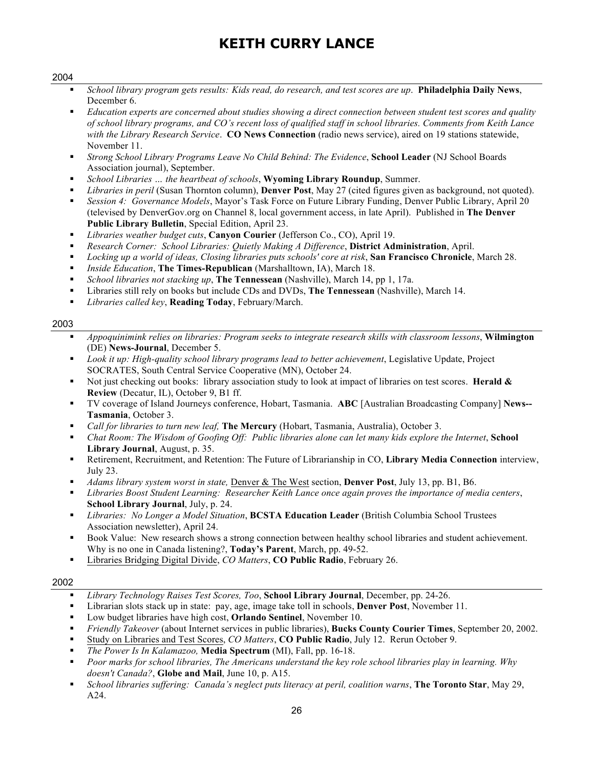## 2004

- *School library program gets results: Kids read, do research, and test scores are up*. **Philadelphia Daily News**, December 6.
- *Education experts are concerned about studies showing a direct connection between student test scores and quality of school library programs, and CO's recent loss of qualified staff in school libraries. Comments from Keith Lance with the Library Research Service*. **CO News Connection** (radio news service), aired on 19 stations statewide, November 11.
- *Strong School Library Programs Leave No Child Behind: The Evidence*, **School Leader** (NJ School Boards Association journal), September.
- *School Libraries … the heartbeat of schools*, **Wyoming Library Roundup**, Summer.
- *Libraries in peril* (Susan Thornton column), **Denver Post**, May 27 (cited figures given as background, not quoted).
- *Session 4: Governance Models*, Mayor's Task Force on Future Library Funding, Denver Public Library, April 20 (televised by DenverGov.org on Channel 8, local government access, in late April). Published in **The Denver Public Library Bulletin**, Special Edition, April 23.
- *Libraries weather budget cuts*, **Canyon Courier** (Jefferson Co., CO), April 19.
- *Research Corner: School Libraries: Quietly Making A Difference*, **District Administration**, April.
- *Locking up a world of ideas, Closing libraries puts schools' core at risk*, **San Francisco Chronicle**, March 28.
- *Inside Education*, **The Times-Republican** (Marshalltown, IA), March 18.
- *School libraries not stacking up*, **The Tennessean** (Nashville), March 14, pp 1, 17a.
- Libraries still rely on books but include CDs and DVDs, **The Tennessean** (Nashville), March 14.
- *Libraries called key*, **Reading Today**, February/March.

## 2003

- *Appoquinimink relies on libraries: Program seeks to integrate research skills with classroom lessons*, **Wilmington** (DE) **News-Journal**, December 5.
- *Look it up: High-quality school library programs lead to better achievement*, Legislative Update, Project SOCRATES, South Central Service Cooperative (MN), October 24.
- Not just checking out books: library association study to look at impact of libraries on test scores. **Herald & Review** (Decatur, IL), October 9, B1 ff.
- TV coverage of Island Journeys conference, Hobart, Tasmania. **ABC** [Australian Broadcasting Company] **News--Tasmania**, October 3.
- *Call for libraries to turn new leaf,* **The Mercury** (Hobart, Tasmania, Australia), October 3.
- *Chat Room: The Wisdom of Goofing Off: Public libraries alone can let many kids explore the Internet*, **School Library Journal**, August, p. 35.
- Retirement, Recruitment, and Retention: The Future of Librarianship in CO, **Library Media Connection** interview, July 23.
- *Adams library system worst in state,* Denver & The West section, **Denver Post**, July 13, pp. B1, B6.
- *Libraries Boost Student Learning: Researcher Keith Lance once again proves the importance of media centers*, **School Library Journal**, July, p. 24.
- *Libraries: No Longer a Model Situation*, **BCSTA Education Leader** (British Columbia School Trustees Association newsletter), April 24.
- Book Value: New research shows a strong connection between healthy school libraries and student achievement. Why is no one in Canada listening?, **Today's Parent**, March, pp. 49-52.
- Libraries Bridging Digital Divide, *CO Matters*, **CO Public Radio**, February 26.

## 2002

- *Library Technology Raises Test Scores, Too*, **School Library Journal**, December, pp. 24-26.
- Librarian slots stack up in state: pay, age, image take toll in schools, **Denver Post**, November 11.
- Low budget libraries have high cost, **Orlando Sentinel**, November 10.
- *Friendly Takeover* (about Internet services in public libraries), **Bucks County Courier Times**, September 20, 2002.
- Study on Libraries and Test Scores, *CO Matters*, **CO Public Radio**, July 12. Rerun October 9.
- *The Power Is In Kalamazoo,* **Media Spectrum** (MI), Fall, pp. 16-18.
- *Poor marks for school libraries, The Americans understand the key role school libraries play in learning. Why doesn't Canada?*, **Globe and Mail**, June 10, p. A15.
- *School libraries suffering: Canada's neglect puts literacy at peril, coalition warns*, **The Toronto Star**, May 29, A24.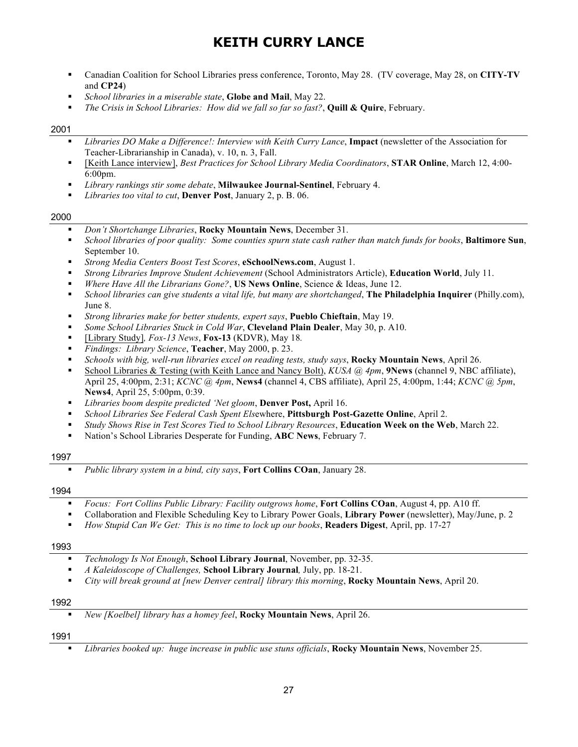- Canadian Coalition for School Libraries press conference, Toronto, May 28. (TV coverage, May 28, on **CITY-TV** and **CP24**)
- *School libraries in a miserable state*, **Globe and Mail**, May 22.
- *The Crisis in School Libraries: How did we fall so far so fast?*, **Quill & Quire**, February.

### 2001

- *Libraries DO Make a Difference!: Interview with Keith Curry Lance*, **Impact** (newsletter of the Association for Teacher-Librarianship in Canada), v. 10, n. 3, Fall.
- [Keith Lance interview], *Best Practices for School Library Media Coordinators*, **STAR Online**, March 12, 4:00-6:00pm.
- *Library rankings stir some debate*, **Milwaukee Journal-Sentinel**, February 4.
- *Libraries too vital to cut*, **Denver Post**, January 2, p. B. 06.

### 2000

- *Don't Shortchange Libraries*, **Rocky Mountain News**, December 31.
- *School libraries of poor quality: Some counties spurn state cash rather than match funds for books*, **Baltimore Sun**, September 10.
- *Strong Media Centers Boost Test Scores*, **eSchoolNews.com**, August 1.
- *Strong Libraries Improve Student Achievement* (School Administrators Article), **Education World**, July 11.
- *Where Have All the Librarians Gone?*, **US News Online**, Science & Ideas, June 12.
- *School libraries can give students a vital life, but many are shortchanged*, **The Philadelphia Inquirer** (Philly.com), June 8.
- *Strong libraries make for better students, expert says*, **Pueblo Chieftain**, May 19.
- *Some School Libraries Stuck in Cold War*, **Cleveland Plain Dealer**, May 30, p. A10.
- [Library Study]*, Fox-13 News*, **Fox-13** (KDVR), May 18*.*
- *Findings: Library Science*, **Teacher**, May 2000, p. 23.
- *Schools with big, well-run libraries excel on reading tests, study says*, **Rocky Mountain News**, April 26.
- School Libraries & Testing (with Keith Lance and Nancy Bolt), *KUSA @ 4pm*, **9News** (channel 9, NBC affiliate), April 25, 4:00pm, 2:31; *KCNC @ 4pm*, **News4** (channel 4, CBS affiliate), April 25, 4:00pm, 1:44; *KCNC @ 5pm*, **News4**, April 25, 5:00pm, 0:39.
- *Libraries boom despite predicted 'Net gloom*, **Denver Post,** April 16.
- *School Libraries See Federal Cash Spent Els*ewhere, **Pittsburgh Post-Gazette Online**, April 2.
- *Study Shows Rise in Test Scores Tied to School Library Resources*, **Education Week on the Web**, March 22.
- Nation's School Libraries Desperate for Funding, **ABC News**, February 7.

### 1997

- *Public library system in a bind, city says*, **Fort Collins COan**, January 28.

### 1994

- *Focus: Fort Collins Public Library: Facility outgrows home*, **Fort Collins COan**, August 4, pp. A10 ff.
- Collaboration and Flexible Scheduling Key to Library Power Goals, **Library Power** (newsletter), May/June, p. 2
- *How Stupid Can We Get: This is no time to lock up our books*, **Readers Digest**, April, pp. 17-27

### 1993

- *Technology Is Not Enough*, **School Library Journal**, November, pp. 32-35.
- *A Kaleidoscope of Challenges,* **School Library Journal***,* July, pp. 18-21.
- *City will break ground at [new Denver central] library this morning*, **Rocky Mountain News**, April 20.

### 1992

- *New [Koelbel] library has a homey feel*, **Rocky Mountain News**, April 26.

### 1991

- *Libraries booked up: huge increase in public use stuns officials*, **Rocky Mountain News**, November 25.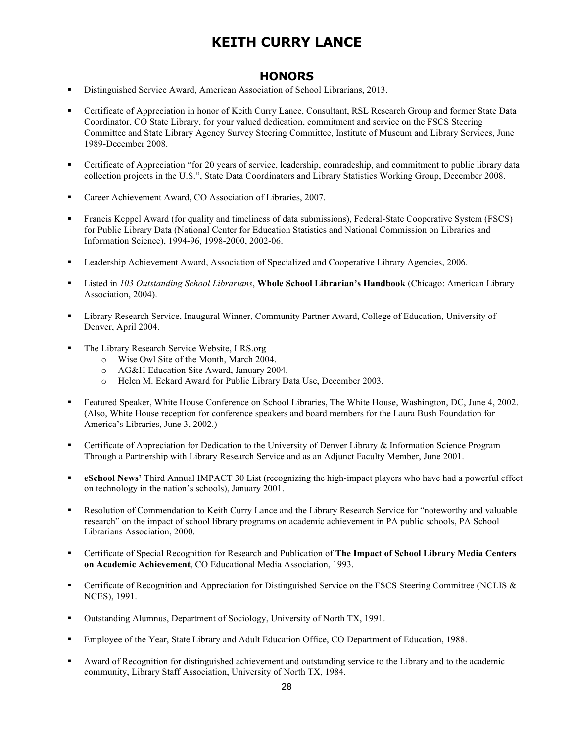# KEITH CURRY LANCE

## HONORS

- Distinguished Service Award, American Association of School Librarians, 2013.

- Certificate of Appreciation in honor of Keith Curry Lance, Consultant, RSL Research Group and former State Data Coordinator, CO State Library, for your valued dedication, commitment and service on the FSCS Steering Committee and State Library Agency Survey Steering Committee, Institute of Museum and Library Services, June 1989-December 2008.

- Certificate of Appreciation "for 20 years of service, leadership, comradeship, and commitment to public library data collection projects in the U.S.", State Data Coordinators and Library Statistics Working Group, December 2008.

- Career Achievement Award, CO Association of Libraries, 2007.

- Francis Keppel Award (for quality and timeliness of data submissions), Federal-State Cooperative System (FSCS) for Public Library Data (National Center for Education Statistics and National Commission on Libraries and Information Science), 1994-96, 1998-2000, 2002-06.

- Leadership Achievement Award, Association of Specialized and Cooperative Library Agencies, 2006.

- Listed in *103 Outstanding School Librarians*, **Whole School Librarian's Handbook** (Chicago: American Library Association, 2004).

- Library Research Service, Inaugural Winner, Community Partner Award, College of Education, University of Denver, April 2004.

- The Library Research Service Website, LRS.org
  - Wise Owl Site of the Month, March 2004.
  - AG&H Education Site Award, January 2004.
  - Helen M. Eckard Award for Public Library Data Use, December 2003.

- Featured Speaker, White House Conference on School Libraries, The White House, Washington, DC, June 4, 2002. (Also, White House reception for conference speakers and board members for the Laura Bush Foundation for America's Libraries, June 3, 2002.)

- Certificate of Appreciation for Dedication to the University of Denver Library & Information Science Program Through a Partnership with Library Research Service and as an Adjunct Faculty Member, June 2001.

- **eSchool News'** Third Annual IMPACT 30 List (recognizing the high-impact players who have had a powerful effect on technology in the nation's schools), January 2001.

- Resolution of Commendation to Keith Curry Lance and the Library Research Service for "noteworthy and valuable research" on the impact of school library programs on academic achievement in PA public schools, PA School Librarians Association, 2000.

- Certificate of Special Recognition for Research and Publication of **The Impact of School Library Media Centers on Academic Achievement**, CO Educational Media Association, 1993.

- Certificate of Recognition and Appreciation for Distinguished Service on the FSCS Steering Committee (NCLIS & NCES), 1991.

- Outstanding Alumnus, Department of Sociology, University of North TX, 1991.

- Employee of the Year, State Library and Adult Education Office, CO Department of Education, 1988.

- Award of Recognition for distinguished achievement and outstanding service to the Library and to the academic community, Library Staff Association, University of North TX, 1984.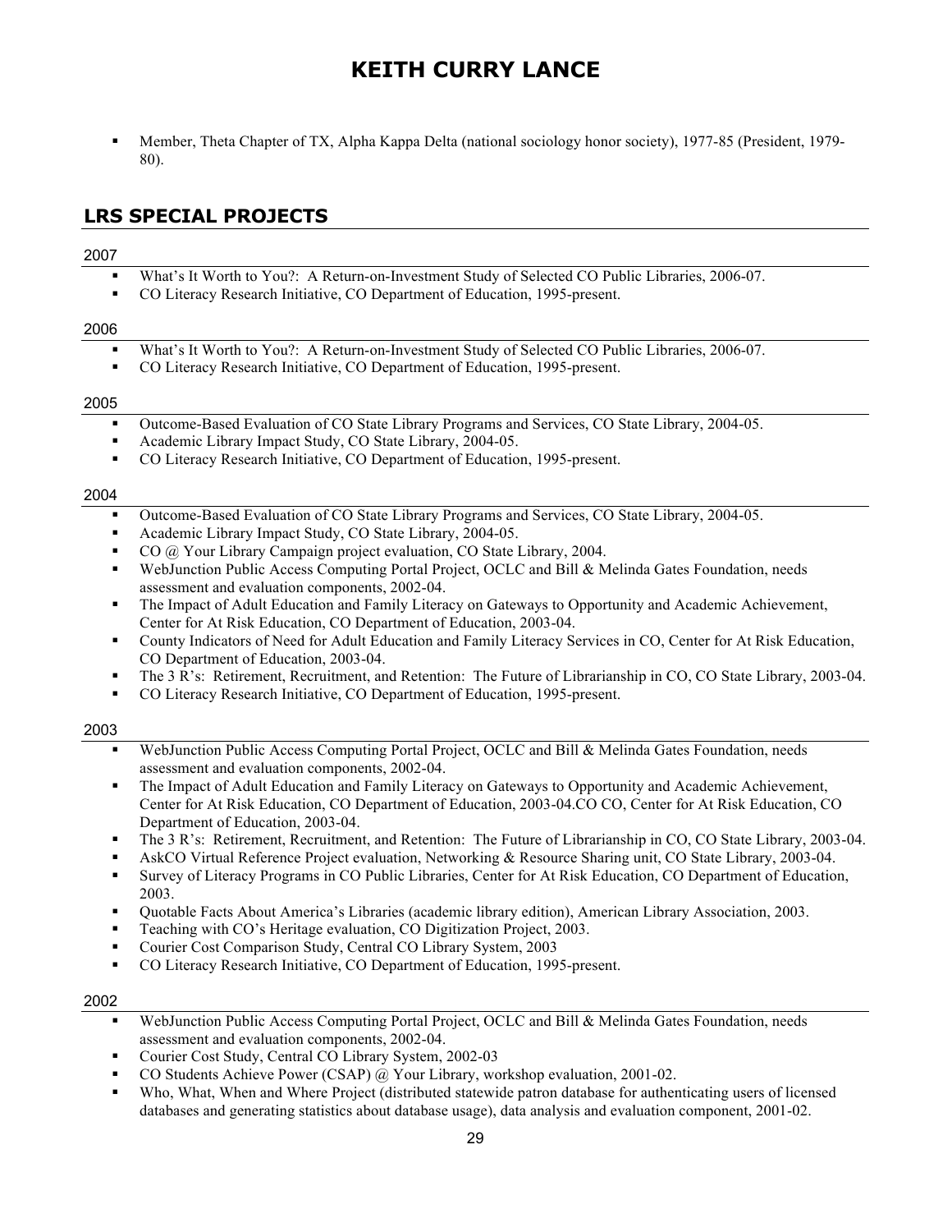- Member, Theta Chapter of TX, Alpha Kappa Delta (national sociology honor society), 1977-85 (President, 1979-80).

## LRS SPECIAL PROJECTS

### 2007

- What's It Worth to You?: A Return-on-Investment Study of Selected CO Public Libraries, 2006-07.
- CO Literacy Research Initiative, CO Department of Education, 1995-present.

### 2006

- What's It Worth to You?: A Return-on-Investment Study of Selected CO Public Libraries, 2006-07.
- CO Literacy Research Initiative, CO Department of Education, 1995-present.

### 2005

- Outcome-Based Evaluation of CO State Library Programs and Services, CO State Library, 2004-05.
- Academic Library Impact Study, CO State Library, 2004-05.
- CO Literacy Research Initiative, CO Department of Education, 1995-present.

### 2004

- Outcome-Based Evaluation of CO State Library Programs and Services, CO State Library, 2004-05.
- Academic Library Impact Study, CO State Library, 2004-05.
- CO @ Your Library Campaign project evaluation, CO State Library, 2004.
- WebJunction Public Access Computing Portal Project, OCLC and Bill & Melinda Gates Foundation, needs assessment and evaluation components, 2002-04.
- The Impact of Adult Education and Family Literacy on Gateways to Opportunity and Academic Achievement, Center for At Risk Education, CO Department of Education, 2003-04.
- County Indicators of Need for Adult Education and Family Literacy Services in CO, Center for At Risk Education, CO Department of Education, 2003-04.
- The 3 R's: Retirement, Recruitment, and Retention: The Future of Librarianship in CO, CO State Library, 2003-04.
- CO Literacy Research Initiative, CO Department of Education, 1995-present.

### 2003

- WebJunction Public Access Computing Portal Project, OCLC and Bill & Melinda Gates Foundation, needs assessment and evaluation components, 2002-04.
- The Impact of Adult Education and Family Literacy on Gateways to Opportunity and Academic Achievement, Center for At Risk Education, CO Department of Education, 2003-04.CO CO, Center for At Risk Education, CO Department of Education, 2003-04.
- The 3 R's: Retirement, Recruitment, and Retention: The Future of Librarianship in CO, CO State Library, 2003-04.
- AskCO Virtual Reference Project evaluation, Networking & Resource Sharing unit, CO State Library, 2003-04.
- Survey of Literacy Programs in CO Public Libraries, Center for At Risk Education, CO Department of Education, 2003.
- Quotable Facts About America's Libraries (academic library edition), American Library Association, 2003.
- Teaching with CO's Heritage evaluation, CO Digitization Project, 2003.
- Courier Cost Comparison Study, Central CO Library System, 2003
- CO Literacy Research Initiative, CO Department of Education, 1995-present.

### 2002

- WebJunction Public Access Computing Portal Project, OCLC and Bill & Melinda Gates Foundation, needs assessment and evaluation components, 2002-04.
- Courier Cost Study, Central CO Library System, 2002-03
- CO Students Achieve Power (CSAP) @ Your Library, workshop evaluation, 2001-02.
- Who, What, When and Where Project (distributed statewide patron database for authenticating users of licensed databases and generating statistics about database usage), data analysis and evaluation component, 2001-02.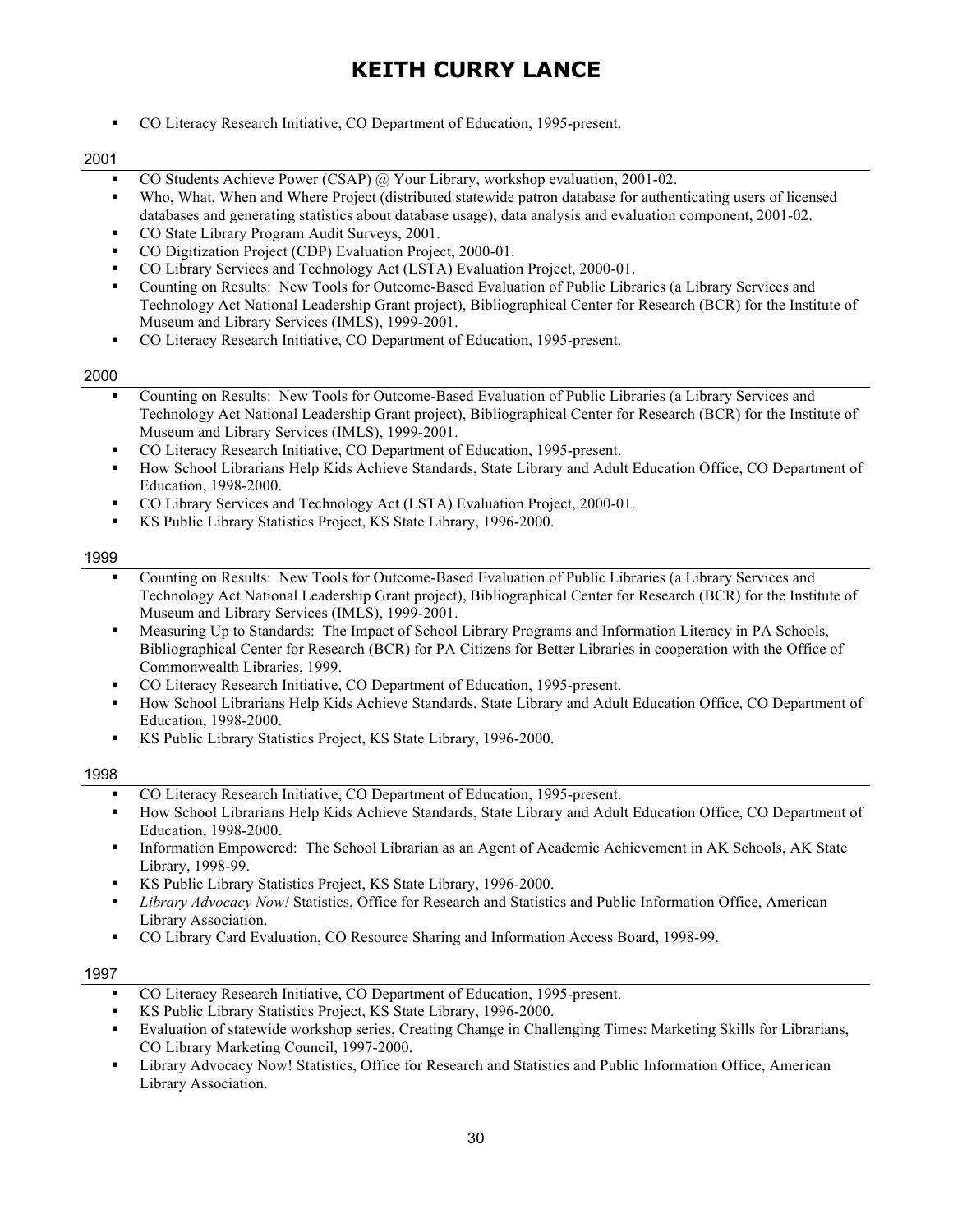- CO Literacy Research Initiative, CO Department of Education, 1995-present.

2001

- CO Students Achieve Power (CSAP) @ Your Library, workshop evaluation, 2001-02.
- Who, What, When and Where Project (distributed statewide patron database for authenticating users of licensed databases and generating statistics about database usage), data analysis and evaluation component, 2001-02.
- CO State Library Program Audit Surveys, 2001.
- CO Digitization Project (CDP) Evaluation Project, 2000-01.
- CO Library Services and Technology Act (LSTA) Evaluation Project, 2000-01.
- Counting on Results: New Tools for Outcome-Based Evaluation of Public Libraries (a Library Services and Technology Act National Leadership Grant project), Bibliographical Center for Research (BCR) for the Institute of Museum and Library Services (IMLS), 1999-2001.
- CO Literacy Research Initiative, CO Department of Education, 1995-present.

2000

- Counting on Results: New Tools for Outcome-Based Evaluation of Public Libraries (a Library Services and Technology Act National Leadership Grant project), Bibliographical Center for Research (BCR) for the Institute of Museum and Library Services (IMLS), 1999-2001.
- CO Literacy Research Initiative, CO Department of Education, 1995-present.
- How School Librarians Help Kids Achieve Standards, State Library and Adult Education Office, CO Department of Education, 1998-2000.
- CO Library Services and Technology Act (LSTA) Evaluation Project, 2000-01.
- KS Public Library Statistics Project, KS State Library, 1996-2000.

1999

- Counting on Results: New Tools for Outcome-Based Evaluation of Public Libraries (a Library Services and Technology Act National Leadership Grant project), Bibliographical Center for Research (BCR) for the Institute of Museum and Library Services (IMLS), 1999-2001.
- Measuring Up to Standards: The Impact of School Library Programs and Information Literacy in PA Schools, Bibliographical Center for Research (BCR) for PA Citizens for Better Libraries in cooperation with the Office of Commonwealth Libraries, 1999.
- CO Literacy Research Initiative, CO Department of Education, 1995-present.
- How School Librarians Help Kids Achieve Standards, State Library and Adult Education Office, CO Department of Education, 1998-2000.
- KS Public Library Statistics Project, KS State Library, 1996-2000.

1998

- CO Literacy Research Initiative, CO Department of Education, 1995-present.
- How School Librarians Help Kids Achieve Standards, State Library and Adult Education Office, CO Department of Education, 1998-2000.
- Information Empowered: The School Librarian as an Agent of Academic Achievement in AK Schools, AK State Library, 1998-99.
- KS Public Library Statistics Project, KS State Library, 1996-2000.
- *Library Advocacy Now!* Statistics, Office for Research and Statistics and Public Information Office, American Library Association.
- CO Library Card Evaluation, CO Resource Sharing and Information Access Board, 1998-99.

1997

- CO Literacy Research Initiative, CO Department of Education, 1995-present.
- KS Public Library Statistics Project, KS State Library, 1996-2000.
- Evaluation of statewide workshop series, Creating Change in Challenging Times: Marketing Skills for Librarians, CO Library Marketing Council, 1997-2000.
- Library Advocacy Now! Statistics, Office for Research and Statistics and Public Information Office, American Library Association.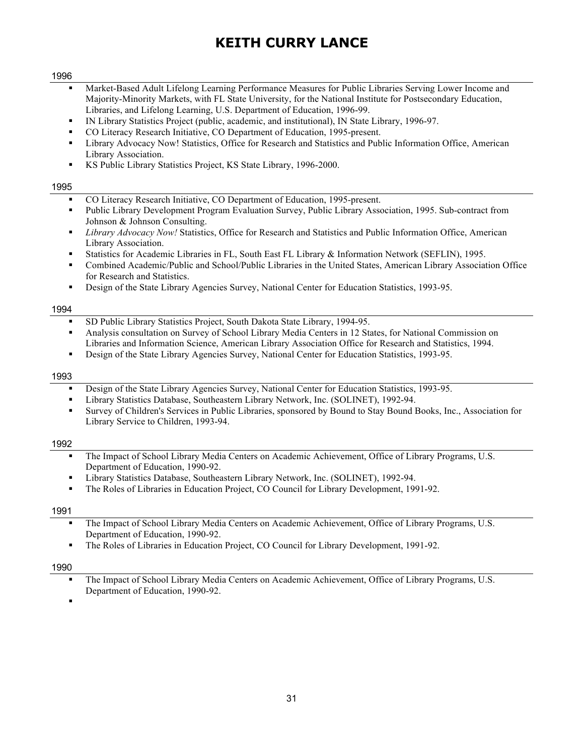# KEITH CURRY LANCE

### 1996

- Market-Based Adult Lifelong Learning Performance Measures for Public Libraries Serving Lower Income and Majority-Minority Markets, with FL State University, for the National Institute for Postsecondary Education, Libraries, and Lifelong Learning, U.S. Department of Education, 1996-99.
- IN Library Statistics Project (public, academic, and institutional), IN State Library, 1996-97.
- CO Literacy Research Initiative, CO Department of Education, 1995-present.
- Library Advocacy Now! Statistics, Office for Research and Statistics and Public Information Office, American Library Association.
- KS Public Library Statistics Project, KS State Library, 1996-2000.

### 1995

- CO Literacy Research Initiative, CO Department of Education, 1995-present.
- Public Library Development Program Evaluation Survey, Public Library Association, 1995. Sub-contract from Johnson & Johnson Consulting.
- *Library Advocacy Now!* Statistics, Office for Research and Statistics and Public Information Office, American Library Association.
- Statistics for Academic Libraries in FL, South East FL Library & Information Network (SEFLIN), 1995.
- Combined Academic/Public and School/Public Libraries in the United States, American Library Association Office for Research and Statistics.
- Design of the State Library Agencies Survey, National Center for Education Statistics, 1993-95.

### 1994

- SD Public Library Statistics Project, South Dakota State Library, 1994-95.
- Analysis consultation on Survey of School Library Media Centers in 12 States, for National Commission on Libraries and Information Science, American Library Association Office for Research and Statistics, 1994.
- Design of the State Library Agencies Survey, National Center for Education Statistics, 1993-95.

### 1993

- Design of the State Library Agencies Survey, National Center for Education Statistics, 1993-95.
- Library Statistics Database, Southeastern Library Network, Inc. (SOLINET), 1992-94.
- Survey of Children's Services in Public Libraries, sponsored by Bound to Stay Bound Books, Inc., Association for Library Service to Children, 1993-94.

### 1992

- The Impact of School Library Media Centers on Academic Achievement, Office of Library Programs, U.S. Department of Education, 1990-92.
- Library Statistics Database, Southeastern Library Network, Inc. (SOLINET), 1992-94.
- The Roles of Libraries in Education Project, CO Council for Library Development, 1991-92.

### 1991

- The Impact of School Library Media Centers on Academic Achievement, Office of Library Programs, U.S. Department of Education, 1990-92.
- The Roles of Libraries in Education Project, CO Council for Library Development, 1991-92.

### 1990

- The Impact of School Library Media Centers on Academic Achievement, Office of Library Programs, U.S. Department of Education, 1990-92.